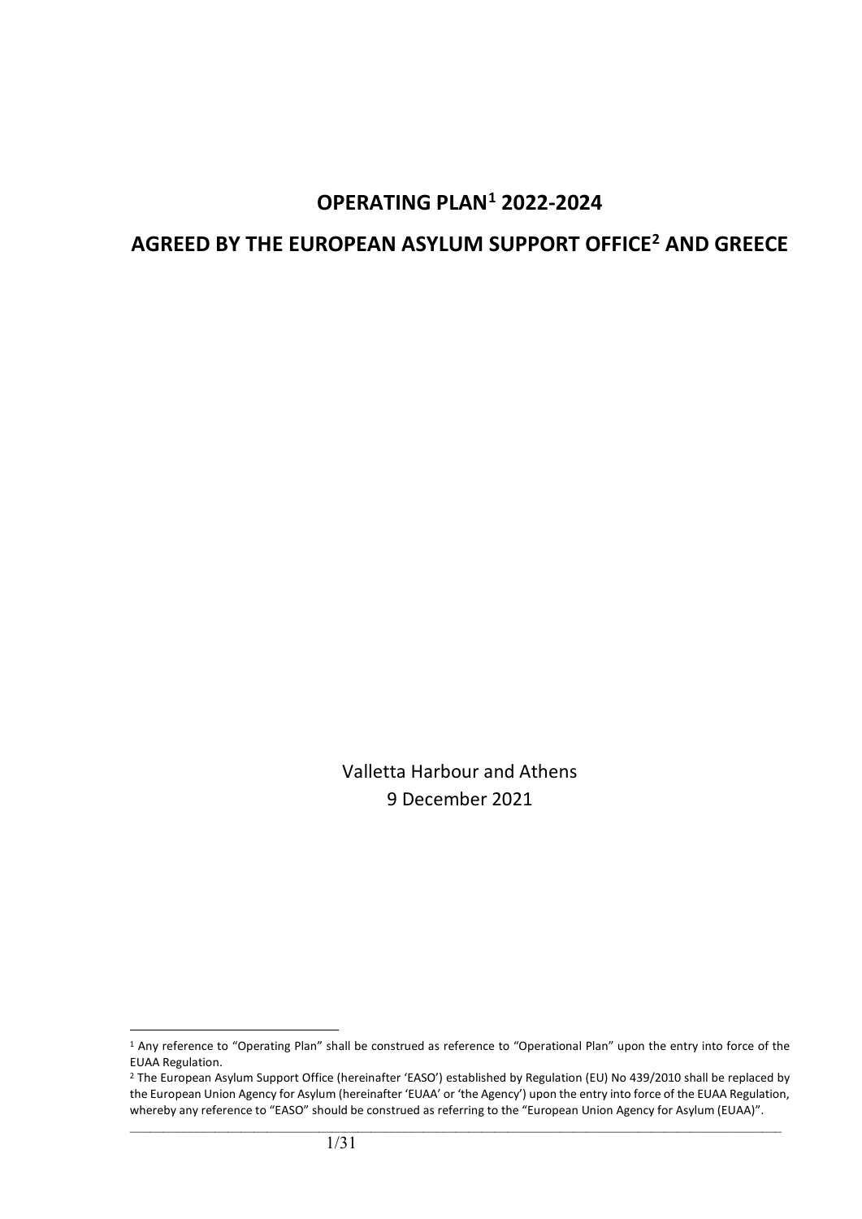# OPERATING PLAN[1] 2022-2024

# AGREED BY THE EUROPEAN ASYLUM SUPPORT OFFICE[2] AND GREECE

Valletta Harbour and Athens
9 December 2021

[1] Any reference to "Operating Plan" shall be construed as reference to "Operational Plan" upon the entry into force of the EUAA Regulation.

[2] The European Asylum Support Office (hereinafter 'EASO') established by Regulation (EU) No 439/2010 shall be replaced by the European Union Agency for Asylum (hereinafter 'EUAA' or 'the Agency') upon the entry into force of the EUAA Regulation, whereby any reference to "EASO" should be construed as referring to the "European Union Agency for Asylum (EUAA)".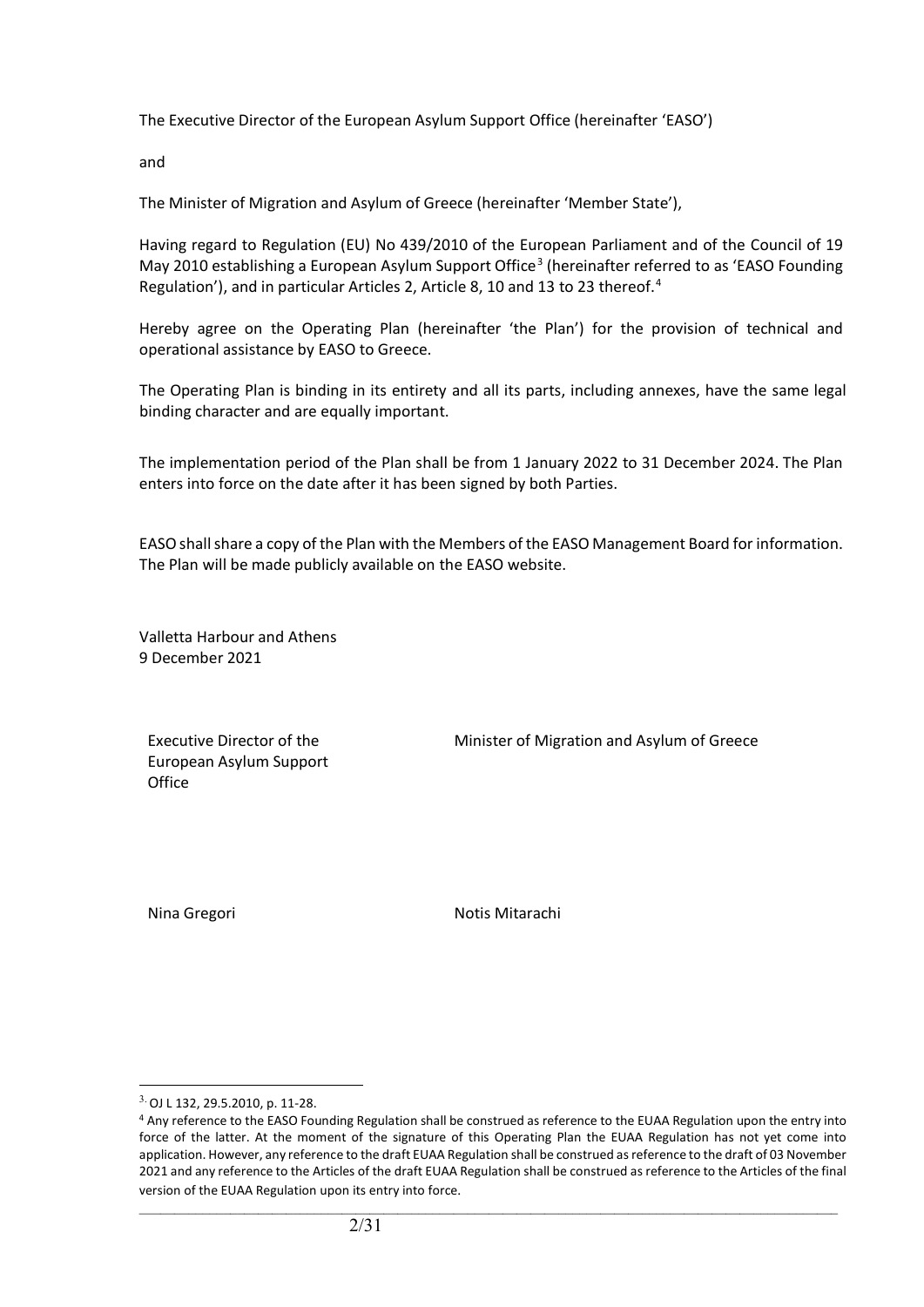The Executive Director of the European Asylum Support Office (hereinafter 'EASO')

and

The Minister of Migration and Asylum of Greece (hereinafter 'Member State'),

Having regard to Regulation (EU) No 439/2010 of the European Parliament and of the Council of 19 May 2010 establishing a European Asylum Support Office[3] (hereinafter referred to as 'EASO Founding Regulation'), and in particular Articles 2, Article 8, 10 and 13 to 23 thereof.[4]

Hereby agree on the Operating Plan (hereinafter 'the Plan') for the provision of technical and operational assistance by EASO to Greece.

The Operating Plan is binding in its entirety and all its parts, including annexes, have the same legal binding character and are equally important.

The implementation period of the Plan shall be from 1 January 2022 to 31 December 2024. The Plan enters into force on the date after it has been signed by both Parties.

EASO shall share a copy of the Plan with the Members of the EASO Management Board for information. The Plan will be made publicly available on the EASO website.

Valletta Harbour and Athens
9 December 2021

| Executive Director of the European Asylum Support Office | Minister of Migration and Asylum of Greece |
| --- | --- |
| Nina Gregori | Notis Mitarachi |

---

[3] OJ L 132, 29.5.2010, p. 11-28.

[4] Any reference to the EASO Founding Regulation shall be construed as reference to the EUAA Regulation upon the entry into force of the latter. At the moment of the signature of this Operating Plan the EUAA Regulation has not yet come into application. However, any reference to the draft EUAA Regulation shall be construed as reference to the draft of 03 November 2021 and any reference to the Articles of the draft EUAA Regulation shall be construed as reference to the Articles of the final version of the EUAA Regulation upon its entry into force.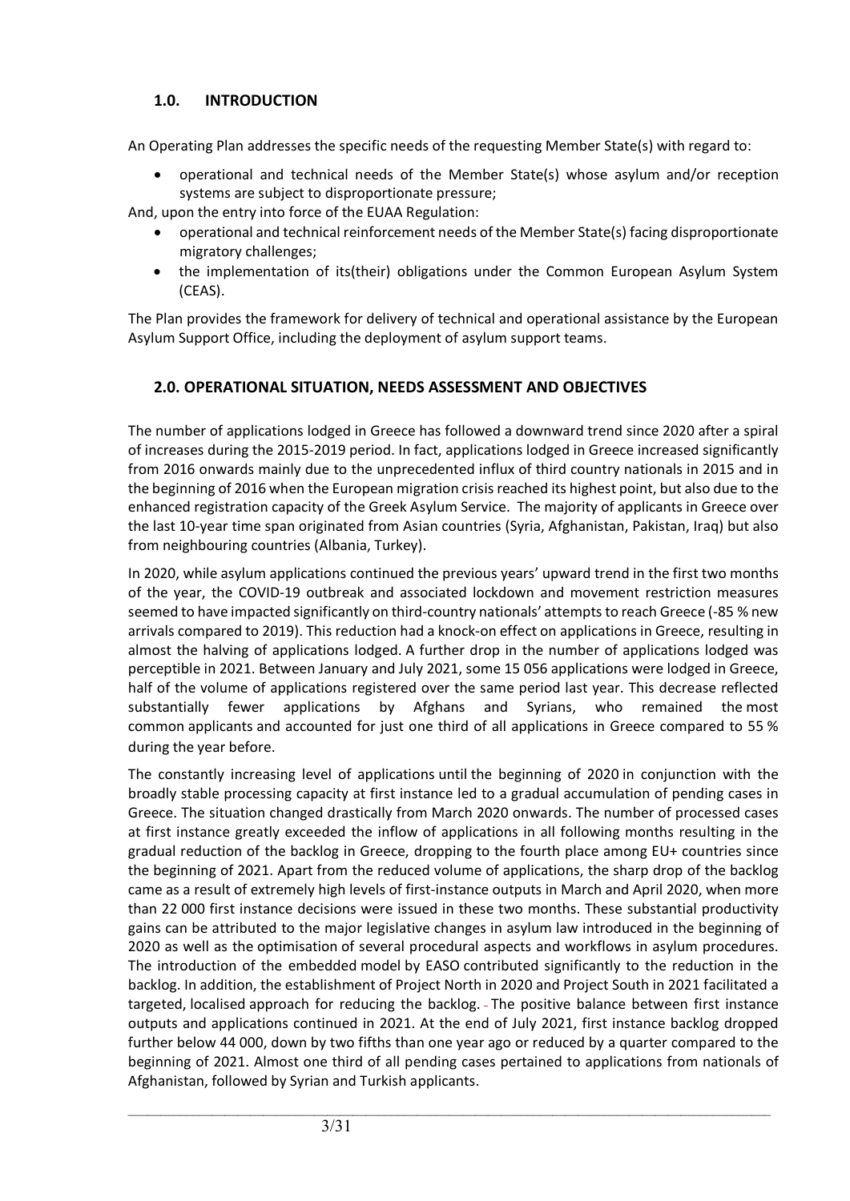## 1.0. INTRODUCTION

An Operating Plan addresses the specific needs of the requesting Member State(s) with regard to:

- operational and technical needs of the Member State(s) whose asylum and/or reception systems are subject to disproportionate pressure;

And, upon the entry into force of the EUAA Regulation:

- operational and technical reinforcement needs of the Member State(s) facing disproportionate migratory challenges;
- the implementation of its(their) obligations under the Common European Asylum System (CEAS).

The Plan provides the framework for delivery of technical and operational assistance by the European Asylum Support Office, including the deployment of asylum support teams.

## 2.0. OPERATIONAL SITUATION, NEEDS ASSESSMENT AND OBJECTIVES

The number of applications lodged in Greece has followed a downward trend since 2020 after a spiral of increases during the 2015-2019 period. In fact, applications lodged in Greece increased significantly from 2016 onwards mainly due to the unprecedented influx of third country nationals in 2015 and in the beginning of 2016 when the European migration crisis reached its highest point, but also due to the enhanced registration capacity of the Greek Asylum Service. The majority of applicants in Greece over the last 10-year time span originated from Asian countries (Syria, Afghanistan, Pakistan, Iraq) but also from neighbouring countries (Albania, Turkey).

In 2020, while asylum applications continued the previous years' upward trend in the first two months of the year, the COVID-19 outbreak and associated lockdown and movement restriction measures seemed to have impacted significantly on third-country nationals' attempts to reach Greece (-85 % new arrivals compared to 2019). This reduction had a knock-on effect on applications in Greece, resulting in almost the halving of applications lodged. A further drop in the number of applications lodged was perceptible in 2021. Between January and July 2021, some 15 056 applications were lodged in Greece, half of the volume of applications registered over the same period last year. This decrease reflected substantially fewer applications by Afghans and Syrians, who remained the most common applicants and accounted for just one third of all applications in Greece compared to 55 % during the year before.

The constantly increasing level of applications until the beginning of 2020 in conjunction with the broadly stable processing capacity at first instance led to a gradual accumulation of pending cases in Greece. The situation changed drastically from March 2020 onwards. The number of processed cases at first instance greatly exceeded the inflow of applications in all following months resulting in the gradual reduction of the backlog in Greece, dropping to the fourth place among EU+ countries since the beginning of 2021. Apart from the reduced volume of applications, the sharp drop of the backlog came as a result of extremely high levels of first-instance outputs in March and April 2020, when more than 22 000 first instance decisions were issued in these two months. These substantial productivity gains can be attributed to the major legislative changes in asylum law introduced in the beginning of 2020 as well as the optimisation of several procedural aspects and workflows in asylum procedures. The introduction of the embedded model by EASO contributed significantly to the reduction in the backlog. In addition, the establishment of Project North in 2020 and Project South in 2021 facilitated a targeted, localised approach for reducing the backlog. The positive balance between first instance outputs and applications continued in 2021. At the end of July 2021, first instance backlog dropped further below 44 000, down by two fifths than one year ago or reduced by a quarter compared to the beginning of 2021. Almost one third of all pending cases pertained to applications from nationals of Afghanistan, followed by Syrian and Turkish applicants.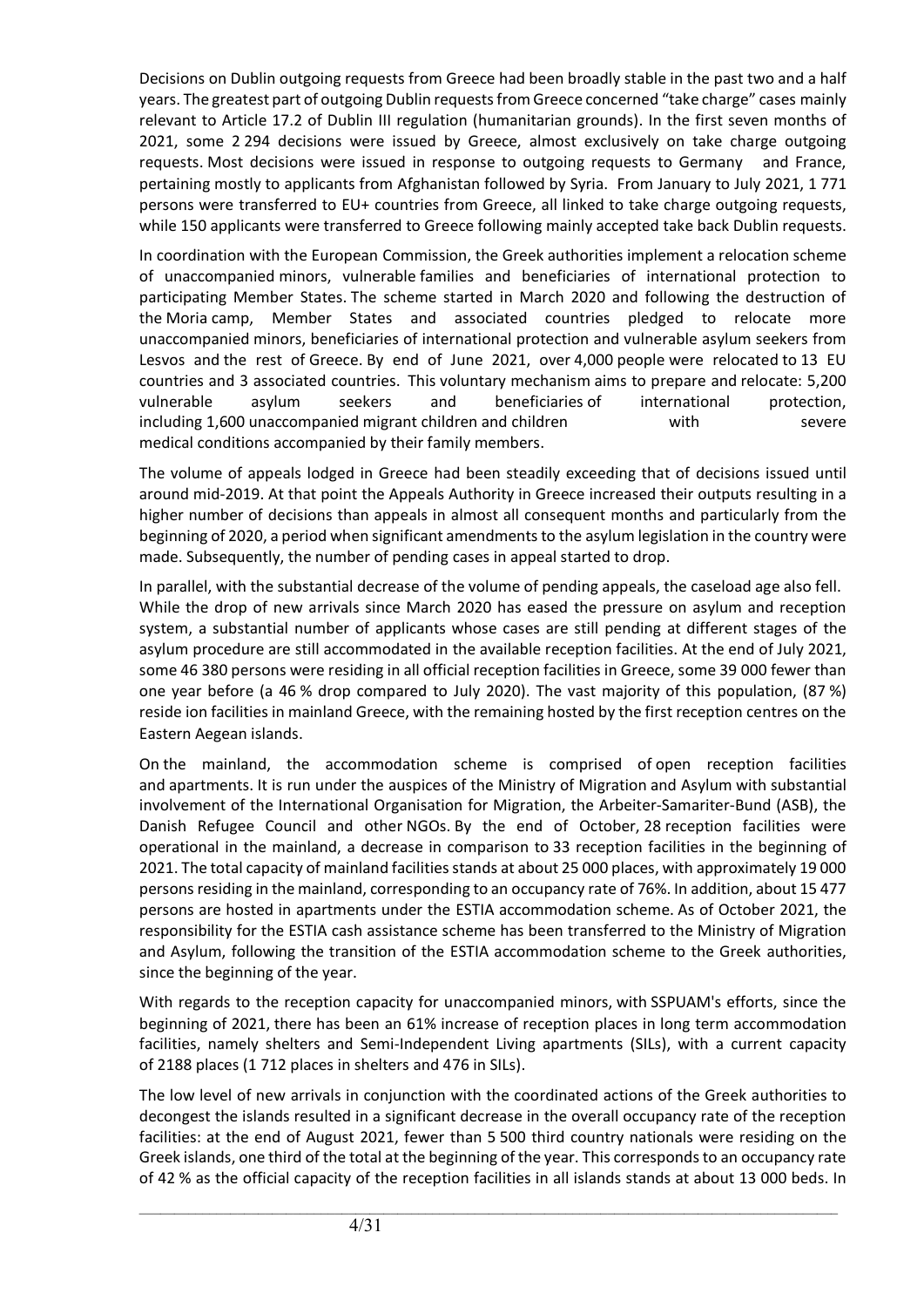Decisions on Dublin outgoing requests from Greece had been broadly stable in the past two and a half years. The greatest part of outgoing Dublin requests from Greece concerned "take charge" cases mainly relevant to Article 17.2 of Dublin III regulation (humanitarian grounds). In the first seven months of 2021, some 2 294 decisions were issued by Greece, almost exclusively on take charge outgoing requests. Most decisions were issued in response to outgoing requests to Germany and France, pertaining mostly to applicants from Afghanistan followed by Syria. From January to July 2021, 1 771 persons were transferred to EU+ countries from Greece, all linked to take charge outgoing requests, while 150 applicants were transferred to Greece following mainly accepted take back Dublin requests.

In coordination with the European Commission, the Greek authorities implement a relocation scheme of unaccompanied minors, vulnerable families and beneficiaries of international protection to participating Member States. The scheme started in March 2020 and following the destruction of the Moria camp, Member States and associated countries pledged to relocate more unaccompanied minors, beneficiaries of international protection and vulnerable asylum seekers from Lesvos and the rest of Greece. By end of June 2021, over 4,000 people were relocated to 13 EU countries and 3 associated countries. This voluntary mechanism aims to prepare and relocate: 5,200 vulnerable asylum seekers and beneficiaries of international protection, including 1,600 unaccompanied migrant children and children with severe medical conditions accompanied by their family members.

The volume of appeals lodged in Greece had been steadily exceeding that of decisions issued until around mid-2019. At that point the Appeals Authority in Greece increased their outputs resulting in a higher number of decisions than appeals in almost all consequent months and particularly from the beginning of 2020, a period when significant amendments to the asylum legislation in the country were made. Subsequently, the number of pending cases in appeal started to drop.

In parallel, with the substantial decrease of the volume of pending appeals, the caseload age also fell. While the drop of new arrivals since March 2020 has eased the pressure on asylum and reception system, a substantial number of applicants whose cases are still pending at different stages of the asylum procedure are still accommodated in the available reception facilities. At the end of July 2021, some 46 380 persons were residing in all official reception facilities in Greece, some 39 000 fewer than one year before (a 46 % drop compared to July 2020). The vast majority of this population, (87 %) reside ion facilities in mainland Greece, with the remaining hosted by the first reception centres on the Eastern Aegean islands.

On the mainland, the accommodation scheme is comprised of open reception facilities and apartments. It is run under the auspices of the Ministry of Migration and Asylum with substantial involvement of the International Organisation for Migration, the Arbeiter-Samariter-Bund (ASB), the Danish Refugee Council and other NGOs. By the end of October, 28 reception facilities were operational in the mainland, a decrease in comparison to 33 reception facilities in the beginning of 2021. The total capacity of mainland facilities stands at about 25 000 places, with approximately 19 000 persons residing in the mainland, corresponding to an occupancy rate of 76%. In addition, about 15 477 persons are hosted in apartments under the ESTIA accommodation scheme. As of October 2021, the responsibility for the ESTIA cash assistance scheme has been transferred to the Ministry of Migration and Asylum, following the transition of the ESTIA accommodation scheme to the Greek authorities, since the beginning of the year.

With regards to the reception capacity for unaccompanied minors, with SSPUAM's efforts, since the beginning of 2021, there has been an 61% increase of reception places in long term accommodation facilities, namely shelters and Semi-Independent Living apartments (SILs), with a current capacity of 2188 places (1 712 places in shelters and 476 in SILs).

The low level of new arrivals in conjunction with the coordinated actions of the Greek authorities to decongest the islands resulted in a significant decrease in the overall occupancy rate of the reception facilities: at the end of August 2021, fewer than 5 500 third country nationals were residing on the Greek islands, one third of the total at the beginning of the year. This corresponds to an occupancy rate of 42 % as the official capacity of the reception facilities in all islands stands at about 13 000 beds. In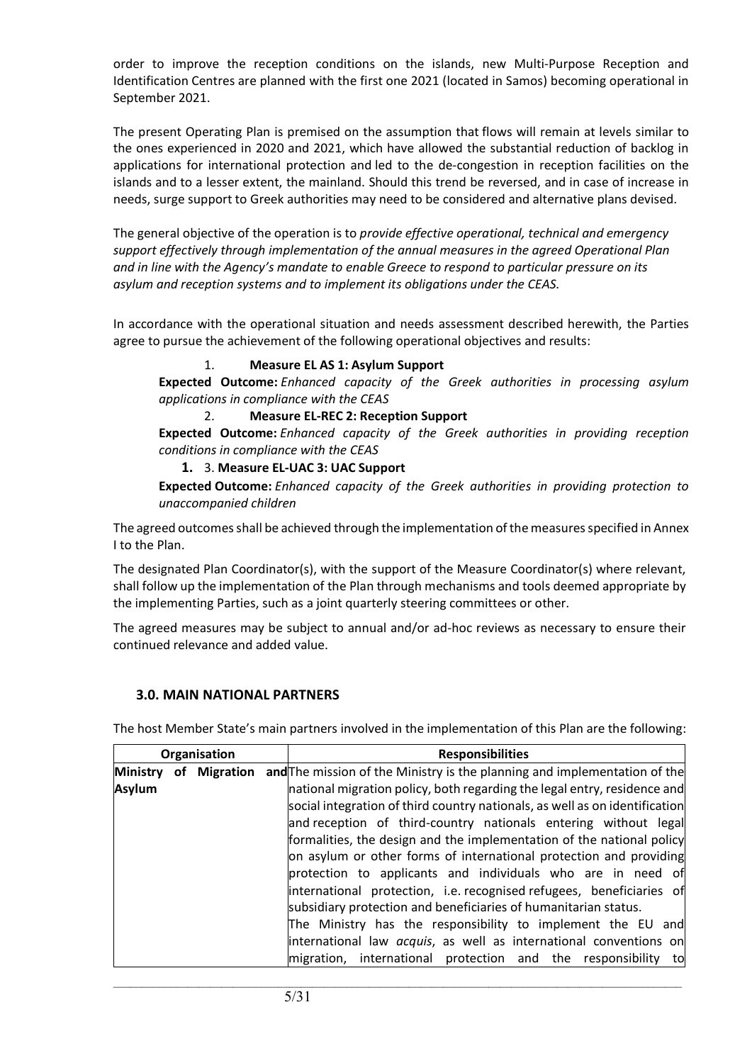order to improve the reception conditions on the islands, new Multi-Purpose Reception and Identification Centres are planned with the first one 2021 (located in Samos) becoming operational in September 2021.

The present Operating Plan is premised on the assumption that flows will remain at levels similar to the ones experienced in 2020 and 2021, which have allowed the substantial reduction of backlog in applications for international protection and led to the de-congestion in reception facilities on the islands and to a lesser extent, the mainland. Should this trend be reversed, and in case of increase in needs, surge support to Greek authorities may need to be considered and alternative plans devised.

The general objective of the operation is to *provide effective operational, technical and emergency support effectively through implementation of the annual measures in the agreed Operational Plan and in line with the Agency's mandate to enable Greece to respond to particular pressure on its asylum and reception systems and to implement its obligations under the CEAS.*

In accordance with the operational situation and needs assessment described herewith, the Parties agree to pursue the achievement of the following operational objectives and results:

1. **Measure EL AS 1: Asylum Support**

**Expected Outcome:** *Enhanced capacity of the Greek authorities in processing asylum applications in compliance with the CEAS*

2. **Measure EL-REC 2: Reception Support**

**Expected Outcome:** *Enhanced capacity of the Greek authorities in providing reception conditions in compliance with the CEAS*

**1.** 3. **Measure EL-UAC 3: UAC Support**

**Expected Outcome:** *Enhanced capacity of the Greek authorities in providing protection to unaccompanied children*

The agreed outcomes shall be achieved through the implementation of the measures specified in Annex I to the Plan.

The designated Plan Coordinator(s), with the support of the Measure Coordinator(s) where relevant, shall follow up the implementation of the Plan through mechanisms and tools deemed appropriate by the implementing Parties, such as a joint quarterly steering committees or other.

The agreed measures may be subject to annual and/or ad-hoc reviews as necessary to ensure their continued relevance and added value.

## 3.0. MAIN NATIONAL PARTNERS

The host Member State's main partners involved in the implementation of this Plan are the following:

| Organisation | Responsibilities |
|---|---|
| **Ministry of Migration and Asylum** | The mission of the Ministry is the planning and implementation of the national migration policy, both regarding the legal entry, residence and social integration of third country nationals, as well as on identification and reception of third-country nationals entering without legal formalities, the design and the implementation of the national policy on asylum or other forms of international protection and providing protection to applicants and individuals who are in need of international protection, i.e. recognised refugees, beneficiaries of subsidiary protection and beneficiaries of humanitarian status.<br>The Ministry has the responsibility to implement the EU and international law *acquis*, as well as international conventions on migration, international protection and the responsibility to |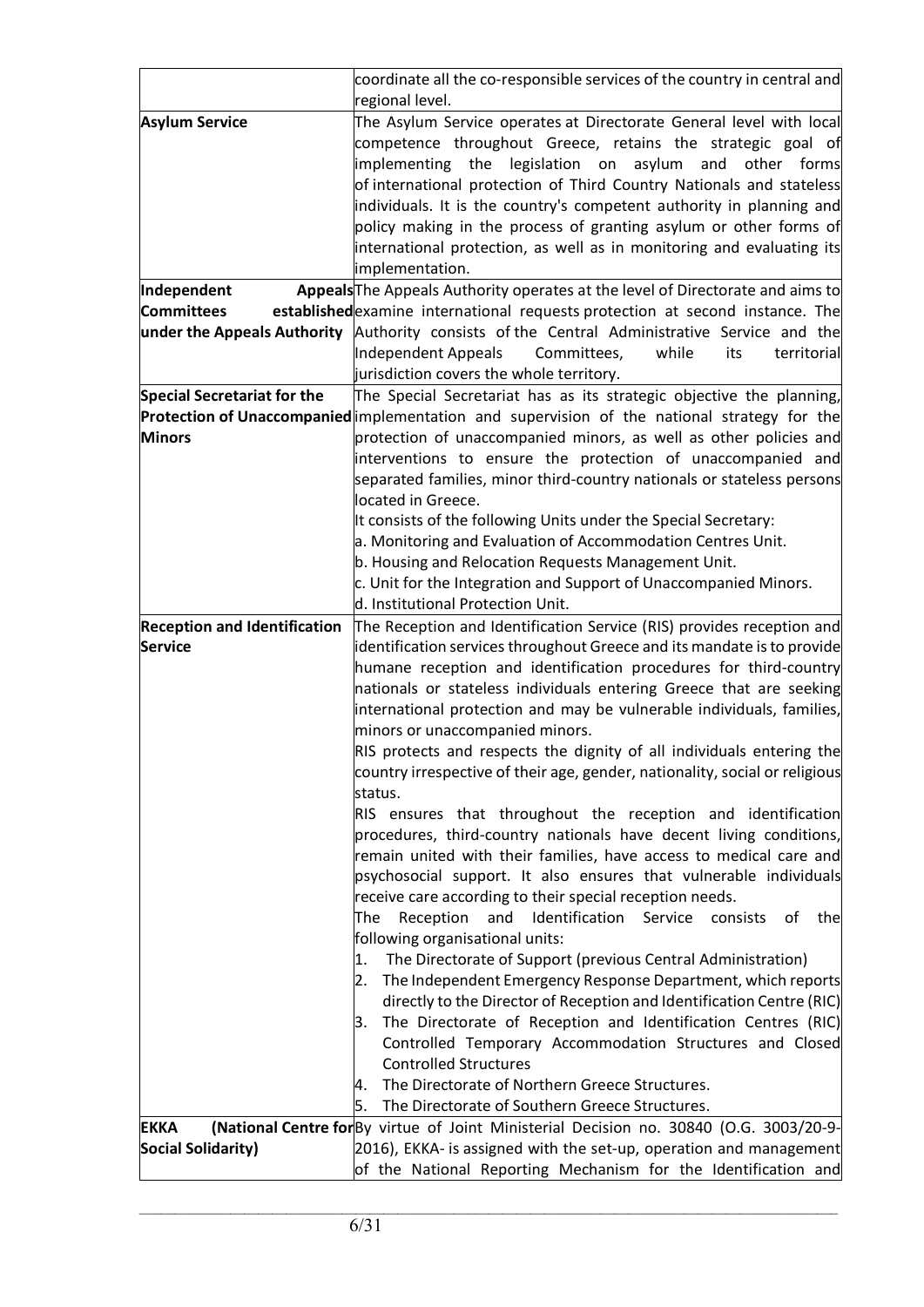| | |
|---|---|
| | coordinate all the co-responsible services of the country in central and regional level. |
| **Asylum Service** | The Asylum Service operates at Directorate General level with local competence throughout Greece, retains the strategic goal of implementing the legislation on asylum and other forms of international protection of Third Country Nationals and stateless individuals. It is the country's competent authority in planning and policy making in the process of granting asylum or other forms of international protection, as well as in monitoring and evaluating its implementation. |
| **Independent Appeals Committees established under the Appeals Authority** | The Appeals Authority operates at the level of Directorate and aims to examine international requests protection at second instance. The Authority consists of the Central Administrative Service and the Independent Appeals Committees, while its territorial jurisdiction covers the whole territory. |
| **Special Secretariat for the Protection of Unaccompanied Minors** | The Special Secretariat has as its strategic objective the planning, implementation and supervision of the national strategy for the protection of unaccompanied minors, as well as other policies and interventions to ensure the protection of unaccompanied and separated families, minor third-country nationals or stateless persons located in Greece.<br>It consists of the following Units under the Special Secretary:<br>a. Monitoring and Evaluation of Accommodation Centres Unit.<br>b. Housing and Relocation Requests Management Unit.<br>c. Unit for the Integration and Support of Unaccompanied Minors.<br>d. Institutional Protection Unit. |
| **Reception and Identification Service** | The Reception and Identification Service (RIS) provides reception and identification services throughout Greece and its mandate is to provide humane reception and identification procedures for third-country nationals or stateless individuals entering Greece that are seeking international protection and may be vulnerable individuals, families, minors or unaccompanied minors.<br>RIS protects and respects the dignity of all individuals entering the country irrespective of their age, gender, nationality, social or religious status.<br>RIS ensures that throughout the reception and identification procedures, third-country nationals have decent living conditions, remain united with their families, have access to medical care and psychosocial support. It also ensures that vulnerable individuals receive care according to their special reception needs.<br>The Reception and Identification Service consists of the following organisational units:<br>1. The Directorate of Support (previous Central Administration)<br>2. The Independent Emergency Response Department, which reports directly to the Director of Reception and Identification Centre (RIC)<br>3. The Directorate of Reception and Identification Centres (RIC) Controlled Temporary Accommodation Structures and Closed Controlled Structures<br>4. The Directorate of Northern Greece Structures.<br>5. The Directorate of Southern Greece Structures. |
| **EKKA (National Centre for Social Solidarity)** | By virtue of Joint Ministerial Decision no. 30840 (O.G. 3003/20-9-2016), EKKA- is assigned with the set-up, operation and management of the National Reporting Mechanism for the Identification and |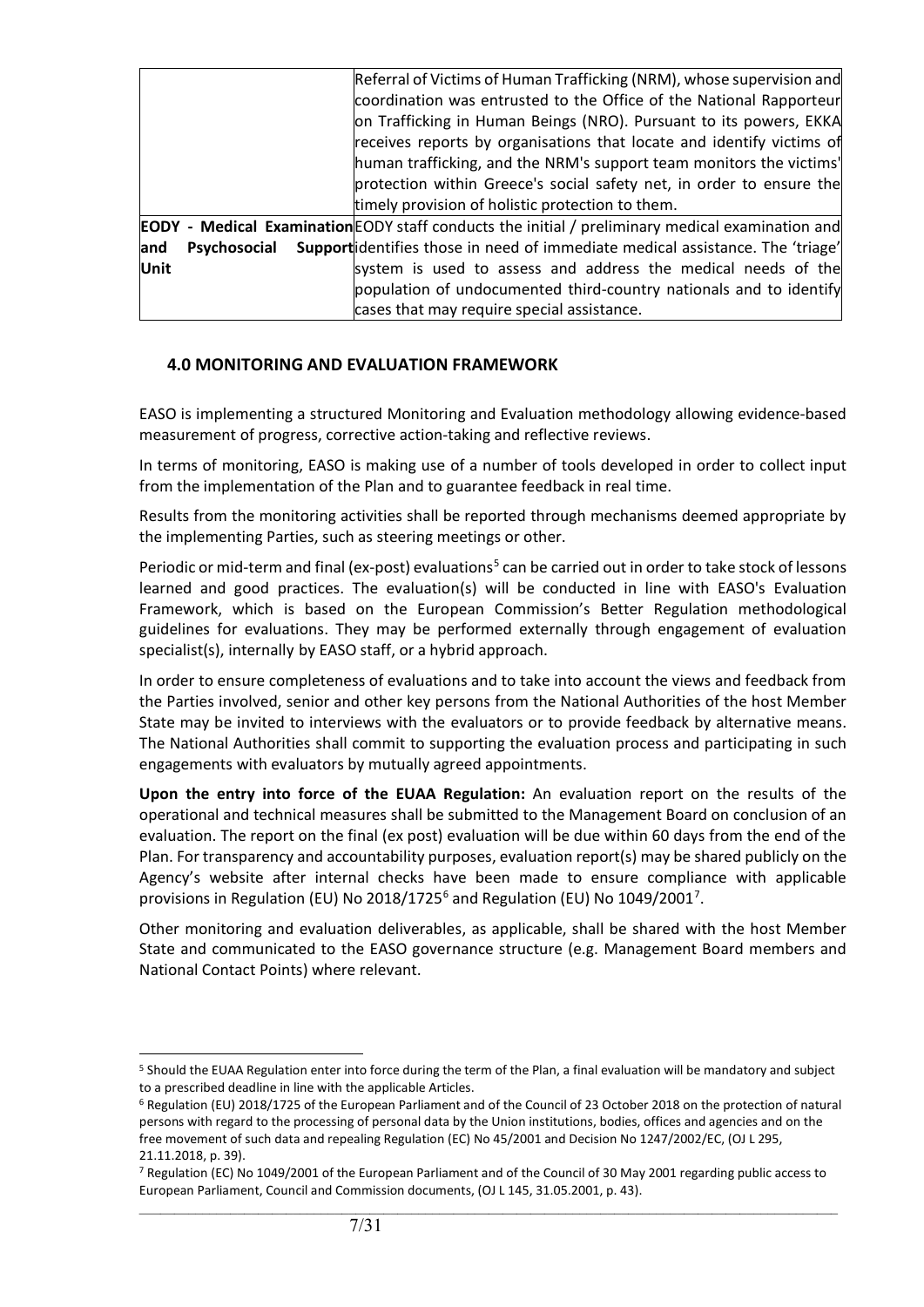| | |
|---|---|
| | Referral of Victims of Human Trafficking (NRM), whose supervision and coordination was entrusted to the Office of the National Rapporteur on Trafficking in Human Beings (NRO). Pursuant to its powers, EKKA receives reports by organisations that locate and identify victims of human trafficking, and the NRM's support team monitors the victims' protection within Greece's social safety net, in order to ensure the timely provision of holistic protection to them. |
| **EODY - Medical Examination and Psychosocial Support Unit** | EODY staff conducts the initial / preliminary medical examination and identifies those in need of immediate medical assistance. The 'triage' system is used to assess and address the medical needs of the population of undocumented third-country nationals and to identify cases that may require special assistance. |

## 4.0 MONITORING AND EVALUATION FRAMEWORK

EASO is implementing a structured Monitoring and Evaluation methodology allowing evidence-based measurement of progress, corrective action-taking and reflective reviews.

In terms of monitoring, EASO is making use of a number of tools developed in order to collect input from the implementation of the Plan and to guarantee feedback in real time.

Results from the monitoring activities shall be reported through mechanisms deemed appropriate by the implementing Parties, such as steering meetings or other.

Periodic or mid-term and final (ex-post) evaluations[5] can be carried out in order to take stock of lessons learned and good practices. The evaluation(s) will be conducted in line with EASO's Evaluation Framework, which is based on the European Commission's Better Regulation methodological guidelines for evaluations. They may be performed externally through engagement of evaluation specialist(s), internally by EASO staff, or a hybrid approach.

In order to ensure completeness of evaluations and to take into account the views and feedback from the Parties involved, senior and other key persons from the National Authorities of the host Member State may be invited to interviews with the evaluators or to provide feedback by alternative means. The National Authorities shall commit to supporting the evaluation process and participating in such engagements with evaluators by mutually agreed appointments.

**Upon the entry into force of the EUAA Regulation:** An evaluation report on the results of the operational and technical measures shall be submitted to the Management Board on conclusion of an evaluation. The report on the final (ex post) evaluation will be due within 60 days from the end of the Plan. For transparency and accountability purposes, evaluation report(s) may be shared publicly on the Agency's website after internal checks have been made to ensure compliance with applicable provisions in Regulation (EU) No 2018/1725[6] and Regulation (EU) No 1049/2001[7].

Other monitoring and evaluation deliverables, as applicable, shall be shared with the host Member State and communicated to the EASO governance structure (e.g. Management Board members and National Contact Points) where relevant.

---

[5] Should the EUAA Regulation enter into force during the term of the Plan, a final evaluation will be mandatory and subject to a prescribed deadline in line with the applicable Articles.

[6] Regulation (EU) 2018/1725 of the European Parliament and of the Council of 23 October 2018 on the protection of natural persons with regard to the processing of personal data by the Union institutions, bodies, offices and agencies and on the free movement of such data and repealing Regulation (EC) No 45/2001 and Decision No 1247/2002/EC, (OJ L 295, 21.11.2018, p. 39).

[7] Regulation (EC) No 1049/2001 of the European Parliament and of the Council of 30 May 2001 regarding public access to European Parliament, Council and Commission documents, (OJ L 145, 31.05.2001, p. 43).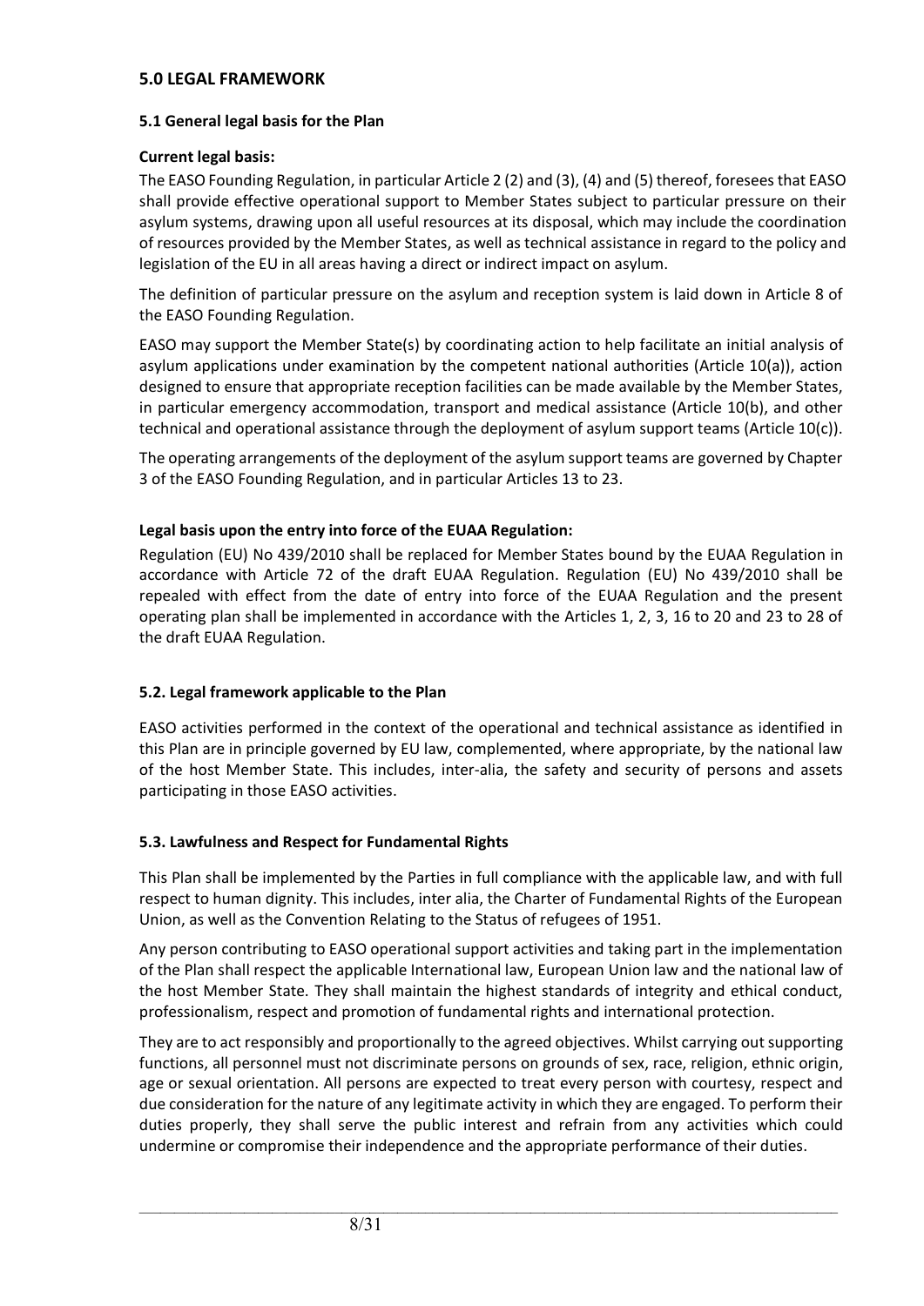## 5.0 LEGAL FRAMEWORK

### 5.1 General legal basis for the Plan

**Current legal basis:**

The EASO Founding Regulation, in particular Article 2 (2) and (3), (4) and (5) thereof, foresees that EASO shall provide effective operational support to Member States subject to particular pressure on their asylum systems, drawing upon all useful resources at its disposal, which may include the coordination of resources provided by the Member States, as well as technical assistance in regard to the policy and legislation of the EU in all areas having a direct or indirect impact on asylum.

The definition of particular pressure on the asylum and reception system is laid down in Article 8 of the EASO Founding Regulation.

EASO may support the Member State(s) by coordinating action to help facilitate an initial analysis of asylum applications under examination by the competent national authorities (Article 10(a)), action designed to ensure that appropriate reception facilities can be made available by the Member States, in particular emergency accommodation, transport and medical assistance (Article 10(b), and other technical and operational assistance through the deployment of asylum support teams (Article 10(c)).

The operating arrangements of the deployment of the asylum support teams are governed by Chapter 3 of the EASO Founding Regulation, and in particular Articles 13 to 23.

**Legal basis upon the entry into force of the EUAA Regulation:**

Regulation (EU) No 439/2010 shall be replaced for Member States bound by the EUAA Regulation in accordance with Article 72 of the draft EUAA Regulation. Regulation (EU) No 439/2010 shall be repealed with effect from the date of entry into force of the EUAA Regulation and the present operating plan shall be implemented in accordance with the Articles 1, 2, 3, 16 to 20 and 23 to 28 of the draft EUAA Regulation.

### 5.2. Legal framework applicable to the Plan

EASO activities performed in the context of the operational and technical assistance as identified in this Plan are in principle governed by EU law, complemented, where appropriate, by the national law of the host Member State. This includes, inter-alia, the safety and security of persons and assets participating in those EASO activities.

### 5.3. Lawfulness and Respect for Fundamental Rights

This Plan shall be implemented by the Parties in full compliance with the applicable law, and with full respect to human dignity. This includes, inter alia, the Charter of Fundamental Rights of the European Union, as well as the Convention Relating to the Status of refugees of 1951.

Any person contributing to EASO operational support activities and taking part in the implementation of the Plan shall respect the applicable International law, European Union law and the national law of the host Member State. They shall maintain the highest standards of integrity and ethical conduct, professionalism, respect and promotion of fundamental rights and international protection.

They are to act responsibly and proportionally to the agreed objectives. Whilst carrying out supporting functions, all personnel must not discriminate persons on grounds of sex, race, religion, ethnic origin, age or sexual orientation. All persons are expected to treat every person with courtesy, respect and due consideration for the nature of any legitimate activity in which they are engaged. To perform their duties properly, they shall serve the public interest and refrain from any activities which could undermine or compromise their independence and the appropriate performance of their duties.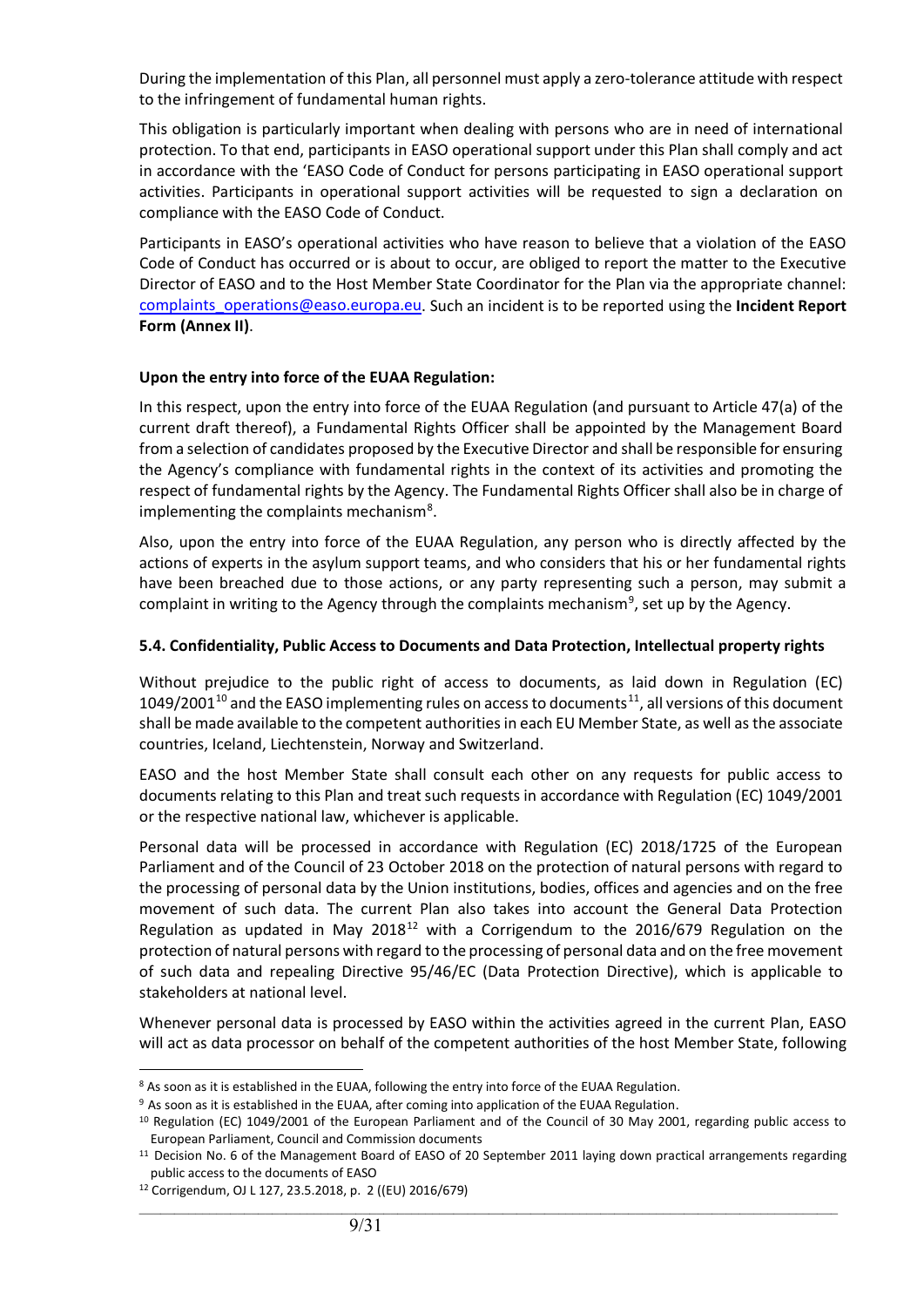During the implementation of this Plan, all personnel must apply a zero-tolerance attitude with respect to the infringement of fundamental human rights.

This obligation is particularly important when dealing with persons who are in need of international protection. To that end, participants in EASO operational support under this Plan shall comply and act in accordance with the 'EASO Code of Conduct for persons participating in EASO operational support activities. Participants in operational support activities will be requested to sign a declaration on compliance with the EASO Code of Conduct.

Participants in EASO's operational activities who have reason to believe that a violation of the EASO Code of Conduct has occurred or is about to occur, are obliged to report the matter to the Executive Director of EASO and to the Host Member State Coordinator for the Plan via the appropriate channel: complaints_operations@easo.europa.eu. Such an incident is to be reported using the **Incident Report Form (Annex II)**.

**Upon the entry into force of the EUAA Regulation:**

In this respect, upon the entry into force of the EUAA Regulation (and pursuant to Article 47(a) of the current draft thereof), a Fundamental Rights Officer shall be appointed by the Management Board from a selection of candidates proposed by the Executive Director and shall be responsible for ensuring the Agency's compliance with fundamental rights in the context of its activities and promoting the respect of fundamental rights by the Agency. The Fundamental Rights Officer shall also be in charge of implementing the complaints mechanism[8].

Also, upon the entry into force of the EUAA Regulation, any person who is directly affected by the actions of experts in the asylum support teams, and who considers that his or her fundamental rights have been breached due to those actions, or any party representing such a person, may submit a complaint in writing to the Agency through the complaints mechanism[9], set up by the Agency.

### 5.4. Confidentiality, Public Access to Documents and Data Protection, Intellectual property rights

Without prejudice to the public right of access to documents, as laid down in Regulation (EC) 1049/2001[10] and the EASO implementing rules on access to documents[11], all versions of this document shall be made available to the competent authorities in each EU Member State, as well as the associate countries, Iceland, Liechtenstein, Norway and Switzerland.

EASO and the host Member State shall consult each other on any requests for public access to documents relating to this Plan and treat such requests in accordance with Regulation (EC) 1049/2001 or the respective national law, whichever is applicable.

Personal data will be processed in accordance with Regulation (EC) 2018/1725 of the European Parliament and of the Council of 23 October 2018 on the protection of natural persons with regard to the processing of personal data by the Union institutions, bodies, offices and agencies and on the free movement of such data. The current Plan also takes into account the General Data Protection Regulation as updated in May 2018[12] with a Corrigendum to the 2016/679 Regulation on the protection of natural persons with regard to the processing of personal data and on the free movement of such data and repealing Directive 95/46/EC (Data Protection Directive), which is applicable to stakeholders at national level.

Whenever personal data is processed by EASO within the activities agreed in the current Plan, EASO will act as data processor on behalf of the competent authorities of the host Member State, following

---

[8] As soon as it is established in the EUAA, following the entry into force of the EUAA Regulation.

[9] As soon as it is established in the EUAA, after coming into application of the EUAA Regulation.

[10] Regulation (EC) 1049/2001 of the European Parliament and of the Council of 30 May 2001, regarding public access to European Parliament, Council and Commission documents

[11] Decision No. 6 of the Management Board of EASO of 20 September 2011 laying down practical arrangements regarding public access to the documents of EASO

[12] Corrigendum, OJ L 127, 23.5.2018, p. 2 ((EU) 2016/679)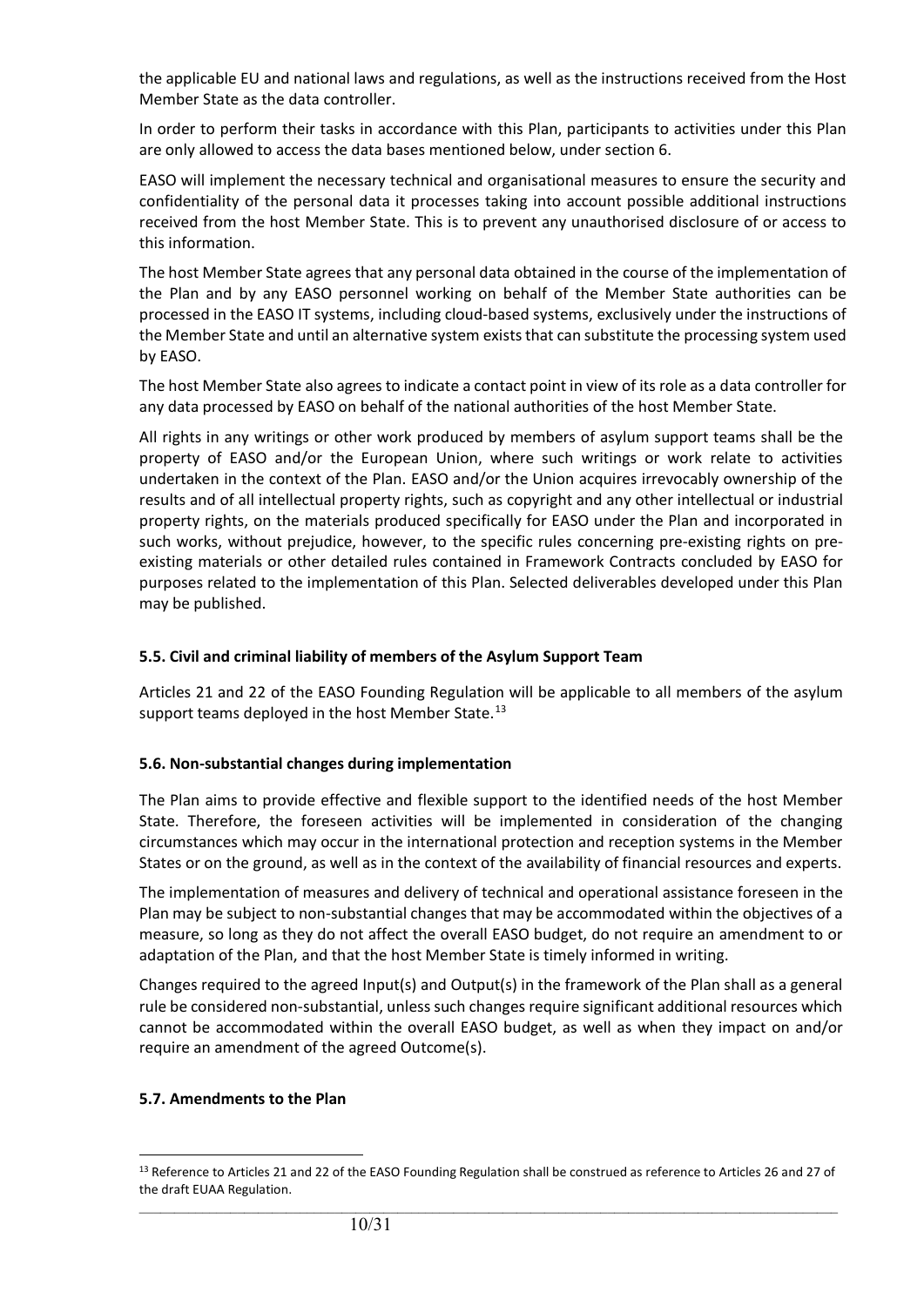the applicable EU and national laws and regulations, as well as the instructions received from the Host Member State as the data controller.

In order to perform their tasks in accordance with this Plan, participants to activities under this Plan are only allowed to access the data bases mentioned below, under section 6.

EASO will implement the necessary technical and organisational measures to ensure the security and confidentiality of the personal data it processes taking into account possible additional instructions received from the host Member State. This is to prevent any unauthorised disclosure of or access to this information.

The host Member State agrees that any personal data obtained in the course of the implementation of the Plan and by any EASO personnel working on behalf of the Member State authorities can be processed in the EASO IT systems, including cloud-based systems, exclusively under the instructions of the Member State and until an alternative system exists that can substitute the processing system used by EASO.

The host Member State also agrees to indicate a contact point in view of its role as a data controller for any data processed by EASO on behalf of the national authorities of the host Member State.

All rights in any writings or other work produced by members of asylum support teams shall be the property of EASO and/or the European Union, where such writings or work relate to activities undertaken in the context of the Plan. EASO and/or the Union acquires irrevocably ownership of the results and of all intellectual property rights, such as copyright and any other intellectual or industrial property rights, on the materials produced specifically for EASO under the Plan and incorporated in such works, without prejudice, however, to the specific rules concerning pre-existing rights on pre-existing materials or other detailed rules contained in Framework Contracts concluded by EASO for purposes related to the implementation of this Plan. Selected deliverables developed under this Plan may be published.

### 5.5. Civil and criminal liability of members of the Asylum Support Team

Articles 21 and 22 of the EASO Founding Regulation will be applicable to all members of the asylum support teams deployed in the host Member State.[13]

### 5.6. Non-substantial changes during implementation

The Plan aims to provide effective and flexible support to the identified needs of the host Member State. Therefore, the foreseen activities will be implemented in consideration of the changing circumstances which may occur in the international protection and reception systems in the Member States or on the ground, as well as in the context of the availability of financial resources and experts.

The implementation of measures and delivery of technical and operational assistance foreseen in the Plan may be subject to non-substantial changes that may be accommodated within the objectives of a measure, so long as they do not affect the overall EASO budget, do not require an amendment to or adaptation of the Plan, and that the host Member State is timely informed in writing.

Changes required to the agreed Input(s) and Output(s) in the framework of the Plan shall as a general rule be considered non-substantial, unless such changes require significant additional resources which cannot be accommodated within the overall EASO budget, as well as when they impact on and/or require an amendment of the agreed Outcome(s).

### 5.7. Amendments to the Plan

[13] Reference to Articles 21 and 22 of the EASO Founding Regulation shall be construed as reference to Articles 26 and 27 of the draft EUAA Regulation.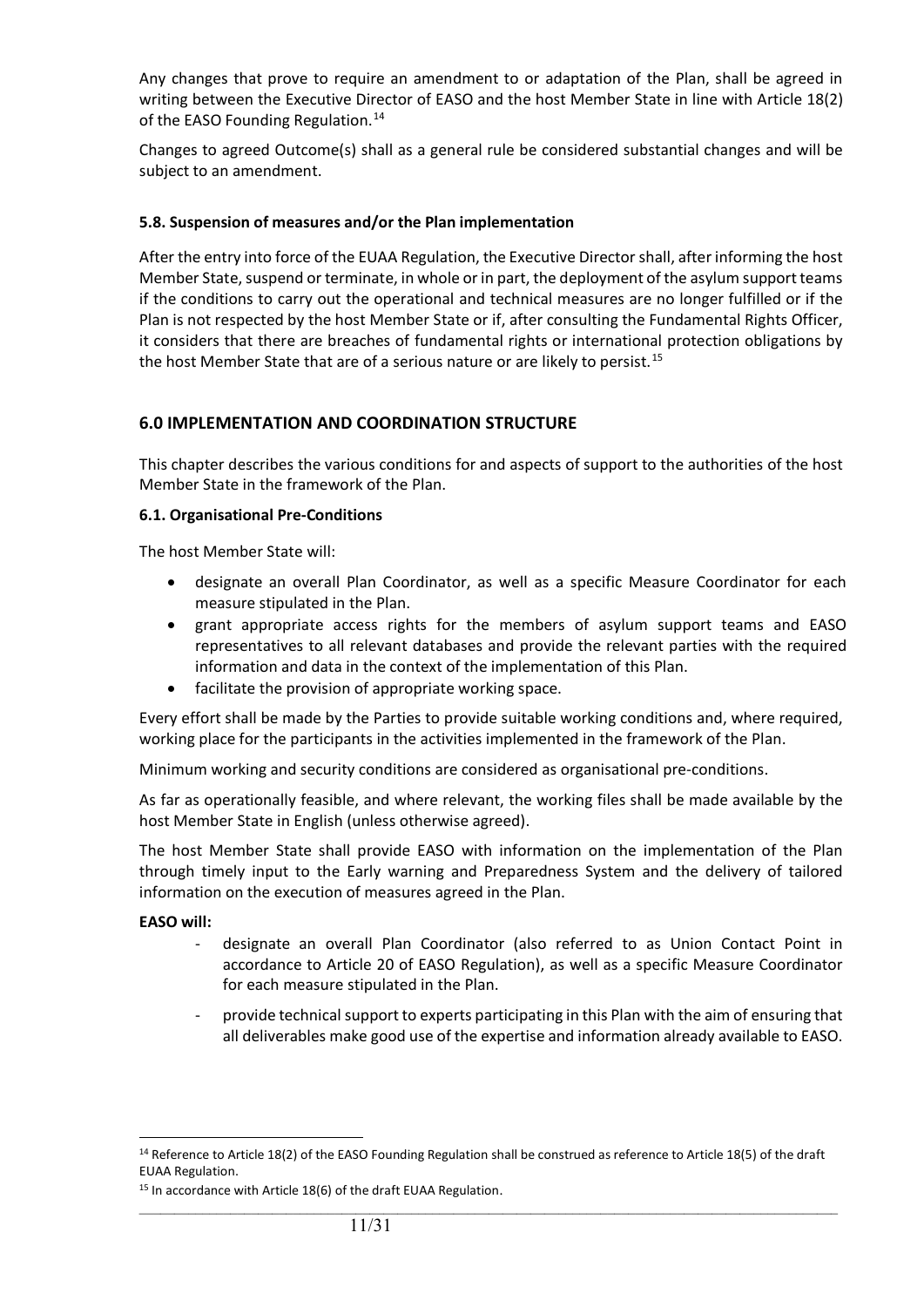Any changes that prove to require an amendment to or adaptation of the Plan, shall be agreed in writing between the Executive Director of EASO and the host Member State in line with Article 18(2) of the EASO Founding Regulation.[14]

Changes to agreed Outcome(s) shall as a general rule be considered substantial changes and will be subject to an amendment.

### 5.8. Suspension of measures and/or the Plan implementation

After the entry into force of the EUAA Regulation, the Executive Director shall, after informing the host Member State, suspend or terminate, in whole or in part, the deployment of the asylum support teams if the conditions to carry out the operational and technical measures are no longer fulfilled or if the Plan is not respected by the host Member State or if, after consulting the Fundamental Rights Officer, it considers that there are breaches of fundamental rights or international protection obligations by the host Member State that are of a serious nature or are likely to persist.[15]

## 6.0 IMPLEMENTATION AND COORDINATION STRUCTURE

This chapter describes the various conditions for and aspects of support to the authorities of the host Member State in the framework of the Plan.

### 6.1. Organisational Pre-Conditions

The host Member State will:

- designate an overall Plan Coordinator, as well as a specific Measure Coordinator for each measure stipulated in the Plan.
- grant appropriate access rights for the members of asylum support teams and EASO representatives to all relevant databases and provide the relevant parties with the required information and data in the context of the implementation of this Plan.
- facilitate the provision of appropriate working space.

Every effort shall be made by the Parties to provide suitable working conditions and, where required, working place for the participants in the activities implemented in the framework of the Plan.

Minimum working and security conditions are considered as organisational pre-conditions.

As far as operationally feasible, and where relevant, the working files shall be made available by the host Member State in English (unless otherwise agreed).

The host Member State shall provide EASO with information on the implementation of the Plan through timely input to the Early warning and Preparedness System and the delivery of tailored information on the execution of measures agreed in the Plan.

**EASO will:**

- designate an overall Plan Coordinator (also referred to as Union Contact Point in accordance to Article 20 of EASO Regulation), as well as a specific Measure Coordinator for each measure stipulated in the Plan.
- provide technical support to experts participating in this Plan with the aim of ensuring that all deliverables make good use of the expertise and information already available to EASO.

---

[14] Reference to Article 18(2) of the EASO Founding Regulation shall be construed as reference to Article 18(5) of the draft EUAA Regulation.

[15] In accordance with Article 18(6) of the draft EUAA Regulation.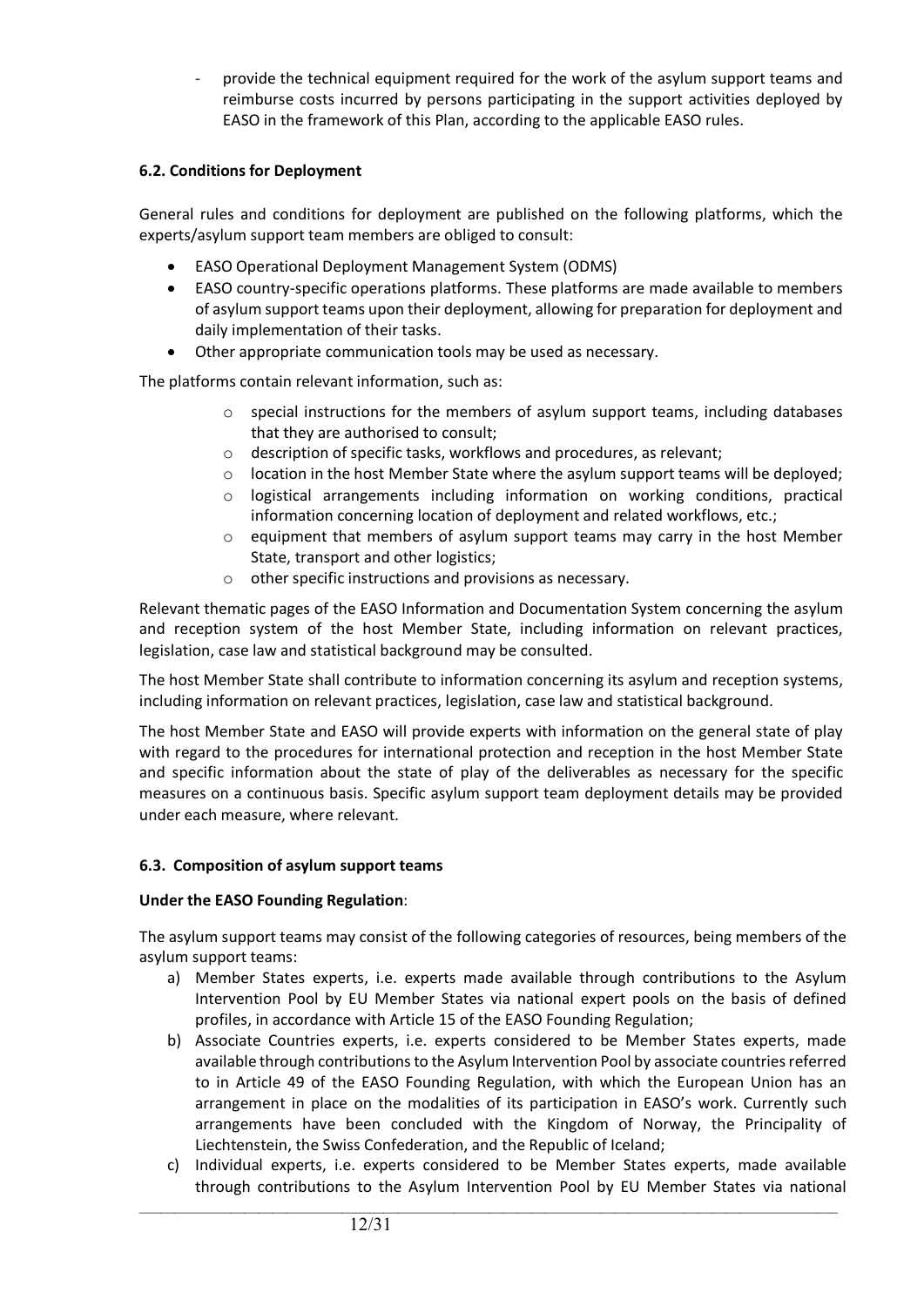- provide the technical equipment required for the work of the asylum support teams and reimburse costs incurred by persons participating in the support activities deployed by EASO in the framework of this Plan, according to the applicable EASO rules.

### 6.2. Conditions for Deployment

General rules and conditions for deployment are published on the following platforms, which the experts/asylum support team members are obliged to consult:

- EASO Operational Deployment Management System (ODMS)
- EASO country-specific operations platforms. These platforms are made available to members of asylum support teams upon their deployment, allowing for preparation for deployment and daily implementation of their tasks.
- Other appropriate communication tools may be used as necessary.

The platforms contain relevant information, such as:

- special instructions for the members of asylum support teams, including databases that they are authorised to consult;
- description of specific tasks, workflows and procedures, as relevant;
- location in the host Member State where the asylum support teams will be deployed;
- logistical arrangements including information on working conditions, practical information concerning location of deployment and related workflows, etc.;
- equipment that members of asylum support teams may carry in the host Member State, transport and other logistics;
- other specific instructions and provisions as necessary.

Relevant thematic pages of the EASO Information and Documentation System concerning the asylum and reception system of the host Member State, including information on relevant practices, legislation, case law and statistical background may be consulted.

The host Member State shall contribute to information concerning its asylum and reception systems, including information on relevant practices, legislation, case law and statistical background.

The host Member State and EASO will provide experts with information on the general state of play with regard to the procedures for international protection and reception in the host Member State and specific information about the state of play of the deliverables as necessary for the specific measures on a continuous basis. Specific asylum support team deployment details may be provided under each measure, where relevant.

### 6.3. Composition of asylum support teams

**Under the EASO Founding Regulation**:

The asylum support teams may consist of the following categories of resources, being members of the asylum support teams:

a) Member States experts, i.e. experts made available through contributions to the Asylum Intervention Pool by EU Member States via national expert pools on the basis of defined profiles, in accordance with Article 15 of the EASO Founding Regulation;
b) Associate Countries experts, i.e. experts considered to be Member States experts, made available through contributions to the Asylum Intervention Pool by associate countries referred to in Article 49 of the EASO Founding Regulation, with which the European Union has an arrangement in place on the modalities of its participation in EASO's work. Currently such arrangements have been concluded with the Kingdom of Norway, the Principality of Liechtenstein, the Swiss Confederation, and the Republic of Iceland;
c) Individual experts, i.e. experts considered to be Member States experts, made available through contributions to the Asylum Intervention Pool by EU Member States via national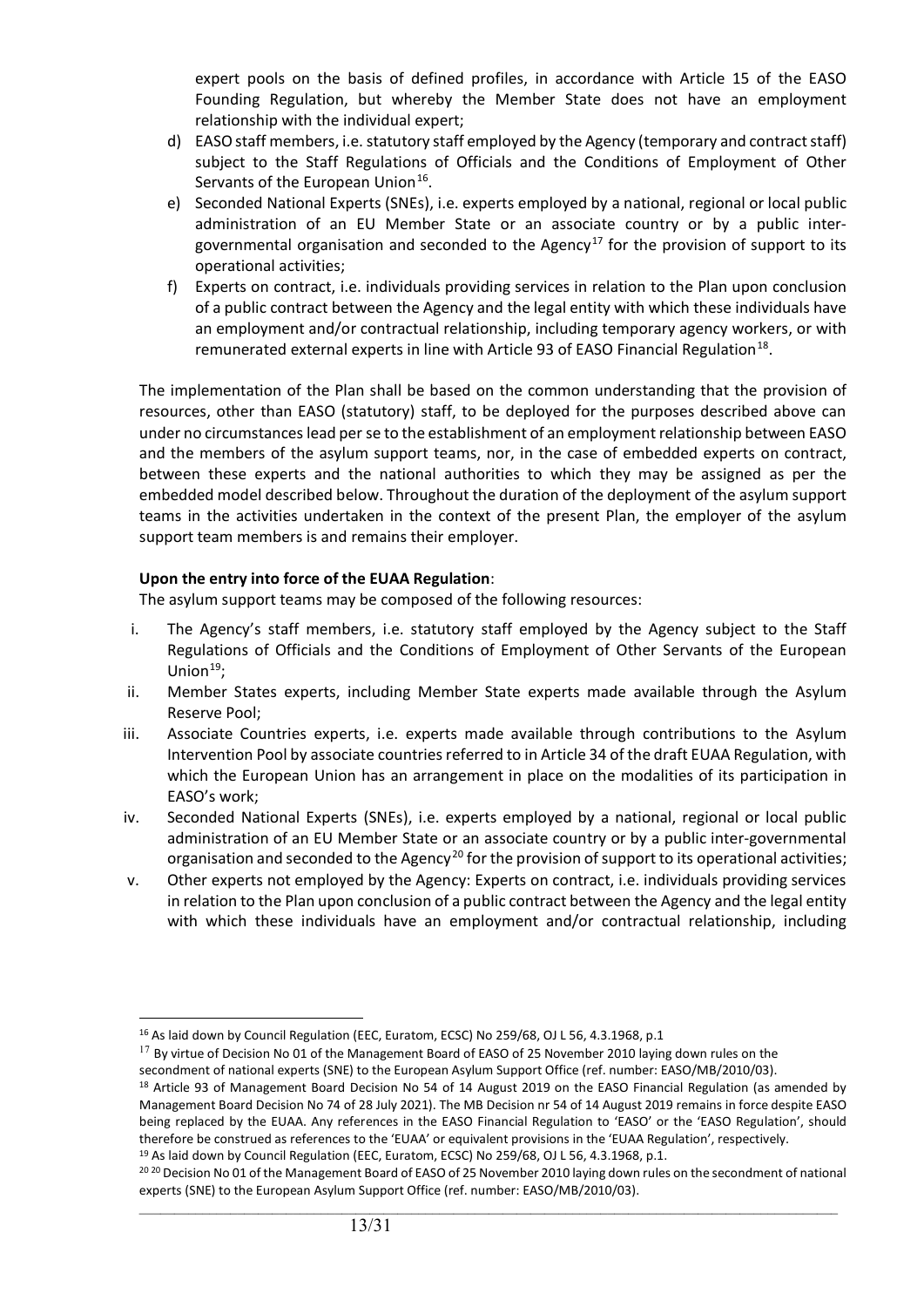expert pools on the basis of defined profiles, in accordance with Article 15 of the EASO Founding Regulation, but whereby the Member State does not have an employment relationship with the individual expert;

d) EASO staff members, i.e. statutory staff employed by the Agency (temporary and contract staff) subject to the Staff Regulations of Officials and the Conditions of Employment of Other Servants of the European Union[16].

e) Seconded National Experts (SNEs), i.e. experts employed by a national, regional or local public administration of an EU Member State or an associate country or by a public inter-governmental organisation and seconded to the Agency[17] for the provision of support to its operational activities;

f) Experts on contract, i.e. individuals providing services in relation to the Plan upon conclusion of a public contract between the Agency and the legal entity with which these individuals have an employment and/or contractual relationship, including temporary agency workers, or with remunerated external experts in line with Article 93 of EASO Financial Regulation[18].

The implementation of the Plan shall be based on the common understanding that the provision of resources, other than EASO (statutory) staff, to be deployed for the purposes described above can under no circumstances lead per se to the establishment of an employment relationship between EASO and the members of the asylum support teams, nor, in the case of embedded experts on contract, between these experts and the national authorities to which they may be assigned as per the embedded model described below. Throughout the duration of the deployment of the asylum support teams in the activities undertaken in the context of the present Plan, the employer of the asylum support team members is and remains their employer.

**Upon the entry into force of the EUAA Regulation**:

The asylum support teams may be composed of the following resources:

i. The Agency's staff members, i.e. statutory staff employed by the Agency subject to the Staff Regulations of Officials and the Conditions of Employment of Other Servants of the European Union[19];

ii. Member States experts, including Member State experts made available through the Asylum Reserve Pool;

iii. Associate Countries experts, i.e. experts made available through contributions to the Asylum Intervention Pool by associate countries referred to in Article 34 of the draft EUAA Regulation, with which the European Union has an arrangement in place on the modalities of its participation in EASO's work;

iv. Seconded National Experts (SNEs), i.e. experts employed by a national, regional or local public administration of an EU Member State or an associate country or by a public inter-governmental organisation and seconded to the Agency[20] for the provision of support to its operational activities;

v. Other experts not employed by the Agency: Experts on contract, i.e. individuals providing services in relation to the Plan upon conclusion of a public contract between the Agency and the legal entity with which these individuals have an employment and/or contractual relationship, including

---

[16] As laid down by Council Regulation (EEC, Euratom, ECSC) No 259/68, OJ L 56, 4.3.1968, p.1

[17] By virtue of Decision No 01 of the Management Board of EASO of 25 November 2010 laying down rules on the secondment of national experts (SNE) to the European Asylum Support Office (ref. number: EASO/MB/2010/03).

[18] Article 93 of Management Board Decision No 54 of 14 August 2019 on the EASO Financial Regulation (as amended by Management Board Decision No 74 of 28 July 2021). The MB Decision nr 54 of 14 August 2019 remains in force despite EASO being replaced by the EUAA. Any references in the EASO Financial Regulation to 'EASO' or the 'EASO Regulation', should therefore be construed as references to the 'EUAA' or equivalent provisions in the 'EUAA Regulation', respectively.

[19] As laid down by Council Regulation (EEC, Euratom, ECSC) No 259/68, OJ L 56, 4.3.1968, p.1.

[20] [20] Decision No 01 of the Management Board of EASO of 25 November 2010 laying down rules on the secondment of national experts (SNE) to the European Asylum Support Office (ref. number: EASO/MB/2010/03).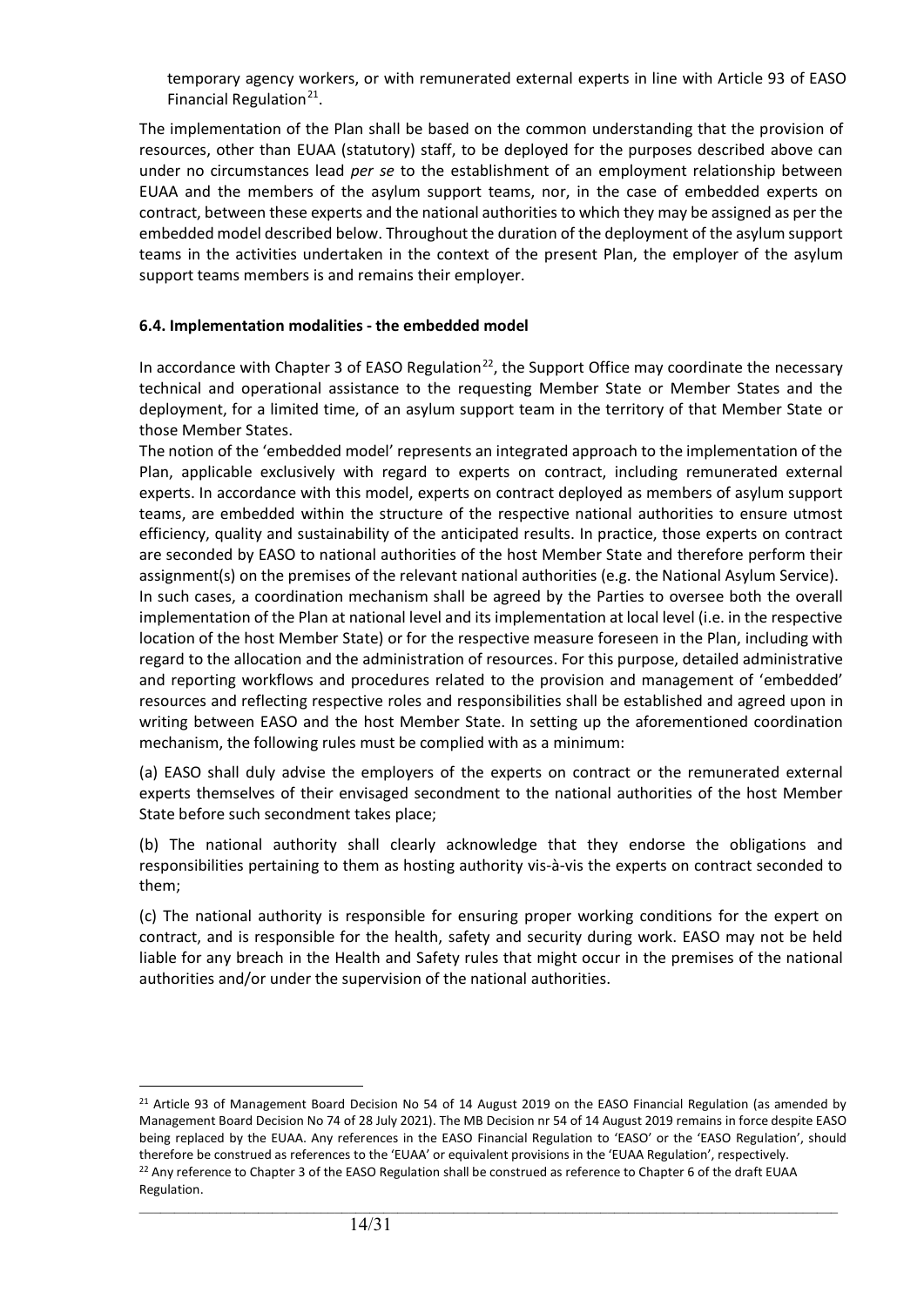temporary agency workers, or with remunerated external experts in line with Article 93 of EASO Financial Regulation[21].

The implementation of the Plan shall be based on the common understanding that the provision of resources, other than EUAA (statutory) staff, to be deployed for the purposes described above can under no circumstances lead *per se* to the establishment of an employment relationship between EUAA and the members of the asylum support teams, nor, in the case of embedded experts on contract, between these experts and the national authorities to which they may be assigned as per the embedded model described below. Throughout the duration of the deployment of the asylum support teams in the activities undertaken in the context of the present Plan, the employer of the asylum support teams members is and remains their employer.

### 6.4. Implementation modalities - the embedded model

In accordance with Chapter 3 of EASO Regulation[22], the Support Office may coordinate the necessary technical and operational assistance to the requesting Member State or Member States and the deployment, for a limited time, of an asylum support team in the territory of that Member State or those Member States.

The notion of the 'embedded model' represents an integrated approach to the implementation of the Plan, applicable exclusively with regard to experts on contract, including remunerated external experts. In accordance with this model, experts on contract deployed as members of asylum support teams, are embedded within the structure of the respective national authorities to ensure utmost efficiency, quality and sustainability of the anticipated results. In practice, those experts on contract are seconded by EASO to national authorities of the host Member State and therefore perform their assignment(s) on the premises of the relevant national authorities (e.g. the National Asylum Service).

In such cases, a coordination mechanism shall be agreed by the Parties to oversee both the overall implementation of the Plan at national level and its implementation at local level (i.e. in the respective location of the host Member State) or for the respective measure foreseen in the Plan, including with regard to the allocation and the administration of resources. For this purpose, detailed administrative and reporting workflows and procedures related to the provision and management of 'embedded' resources and reflecting respective roles and responsibilities shall be established and agreed upon in writing between EASO and the host Member State. In setting up the aforementioned coordination mechanism, the following rules must be complied with as a minimum:

(a) EASO shall duly advise the employers of the experts on contract or the remunerated external experts themselves of their envisaged secondment to the national authorities of the host Member State before such secondment takes place;

(b) The national authority shall clearly acknowledge that they endorse the obligations and responsibilities pertaining to them as hosting authority vis-à-vis the experts on contract seconded to them;

(c) The national authority is responsible for ensuring proper working conditions for the expert on contract, and is responsible for the health, safety and security during work. EASO may not be held liable for any breach in the Health and Safety rules that might occur in the premises of the national authorities and/or under the supervision of the national authorities.

---

[21] Article 93 of Management Board Decision No 54 of 14 August 2019 on the EASO Financial Regulation (as amended by Management Board Decision No 74 of 28 July 2021). The MB Decision nr 54 of 14 August 2019 remains in force despite EASO being replaced by the EUAA. Any references in the EASO Financial Regulation to 'EASO' or the 'EASO Regulation', should therefore be construed as references to the 'EUAA' or equivalent provisions in the 'EUAA Regulation', respectively.

[22] Any reference to Chapter 3 of the EASO Regulation shall be construed as reference to Chapter 6 of the draft EUAA Regulation.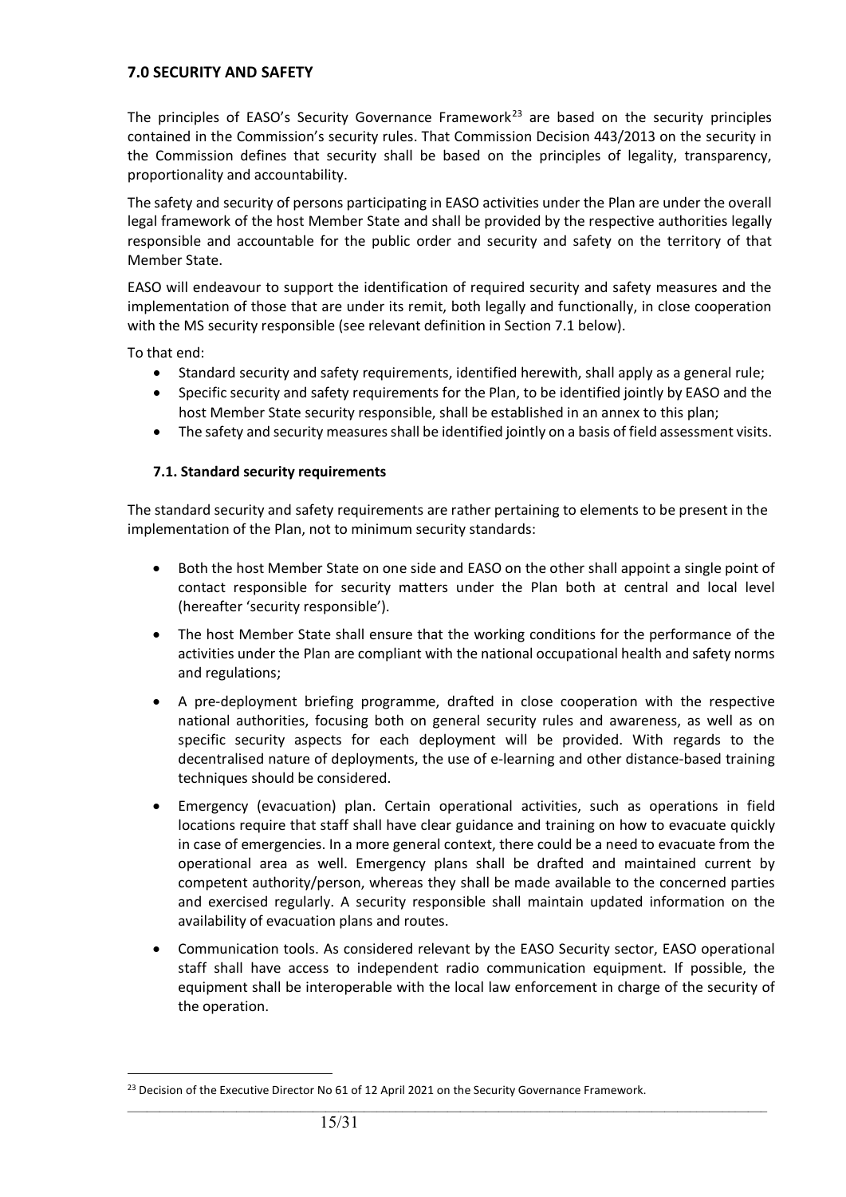## 7.0 SECURITY AND SAFETY

The principles of EASO's Security Governance Framework[23] are based on the security principles contained in the Commission's security rules. That Commission Decision 443/2013 on the security in the Commission defines that security shall be based on the principles of legality, transparency, proportionality and accountability.

The safety and security of persons participating in EASO activities under the Plan are under the overall legal framework of the host Member State and shall be provided by the respective authorities legally responsible and accountable for the public order and security and safety on the territory of that Member State.

EASO will endeavour to support the identification of required security and safety measures and the implementation of those that are under its remit, both legally and functionally, in close cooperation with the MS security responsible (see relevant definition in Section 7.1 below).

To that end:

- Standard security and safety requirements, identified herewith, shall apply as a general rule;
- Specific security and safety requirements for the Plan, to be identified jointly by EASO and the host Member State security responsible, shall be established in an annex to this plan;
- The safety and security measures shall be identified jointly on a basis of field assessment visits.

### 7.1. Standard security requirements

The standard security and safety requirements are rather pertaining to elements to be present in the implementation of the Plan, not to minimum security standards:

- Both the host Member State on one side and EASO on the other shall appoint a single point of contact responsible for security matters under the Plan both at central and local level (hereafter 'security responsible').
- The host Member State shall ensure that the working conditions for the performance of the activities under the Plan are compliant with the national occupational health and safety norms and regulations;
- A pre-deployment briefing programme, drafted in close cooperation with the respective national authorities, focusing both on general security rules and awareness, as well as on specific security aspects for each deployment will be provided. With regards to the decentralised nature of deployments, the use of e-learning and other distance-based training techniques should be considered.
- Emergency (evacuation) plan. Certain operational activities, such as operations in field locations require that staff shall have clear guidance and training on how to evacuate quickly in case of emergencies. In a more general context, there could be a need to evacuate from the operational area as well. Emergency plans shall be drafted and maintained current by competent authority/person, whereas they shall be made available to the concerned parties and exercised regularly. A security responsible shall maintain updated information on the availability of evacuation plans and routes.
- Communication tools. As considered relevant by the EASO Security sector, EASO operational staff shall have access to independent radio communication equipment. If possible, the equipment shall be interoperable with the local law enforcement in charge of the security of the operation.

[23] Decision of the Executive Director No 61 of 12 April 2021 on the Security Governance Framework.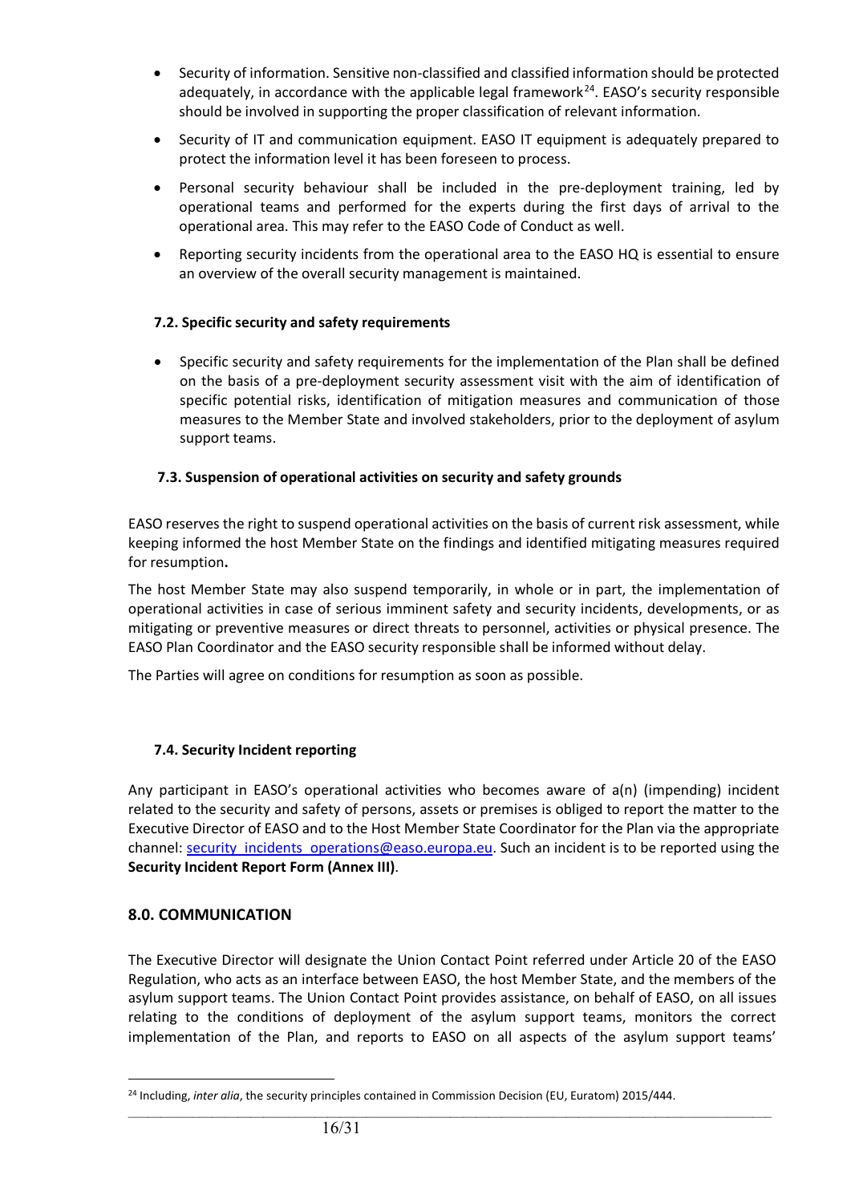- Security of information. Sensitive non-classified and classified information should be protected adequately, in accordance with the applicable legal framework[24]. EASO's security responsible should be involved in supporting the proper classification of relevant information.
- Security of IT and communication equipment. EASO IT equipment is adequately prepared to protect the information level it has been foreseen to process.
- Personal security behaviour shall be included in the pre-deployment training, led by operational teams and performed for the experts during the first days of arrival to the operational area. This may refer to the EASO Code of Conduct as well.
- Reporting security incidents from the operational area to the EASO HQ is essential to ensure an overview of the overall security management is maintained.

### 7.2. Specific security and safety requirements

- Specific security and safety requirements for the implementation of the Plan shall be defined on the basis of a pre-deployment security assessment visit with the aim of identification of specific potential risks, identification of mitigation measures and communication of those measures to the Member State and involved stakeholders, prior to the deployment of asylum support teams.

### 7.3. Suspension of operational activities on security and safety grounds

EASO reserves the right to suspend operational activities on the basis of current risk assessment, while keeping informed the host Member State on the findings and identified mitigating measures required for resumption**.**

The host Member State may also suspend temporarily, in whole or in part, the implementation of operational activities in case of serious imminent safety and security incidents, developments, or as mitigating or preventive measures or direct threats to personnel, activities or physical presence. The EASO Plan Coordinator and the EASO security responsible shall be informed without delay.

The Parties will agree on conditions for resumption as soon as possible.

### 7.4. Security Incident reporting

Any participant in EASO's operational activities who becomes aware of a(n) (impending) incident related to the security and safety of persons, assets or premises is obliged to report the matter to the Executive Director of EASO and to the Host Member State Coordinator for the Plan via the appropriate channel: security_incidents_operations@easo.europa.eu. Such an incident is to be reported using the **Security Incident Report Form (Annex III)**.

## 8.0. COMMUNICATION

The Executive Director will designate the Union Contact Point referred under Article 20 of the EASO Regulation, who acts as an interface between EASO, the host Member State, and the members of the asylum support teams. The Union Contact Point provides assistance, on behalf of EASO, on all issues relating to the conditions of deployment of the asylum support teams, monitors the correct implementation of the Plan, and reports to EASO on all aspects of the asylum support teams'

[24] Including, *inter alia*, the security principles contained in Commission Decision (EU, Euratom) 2015/444.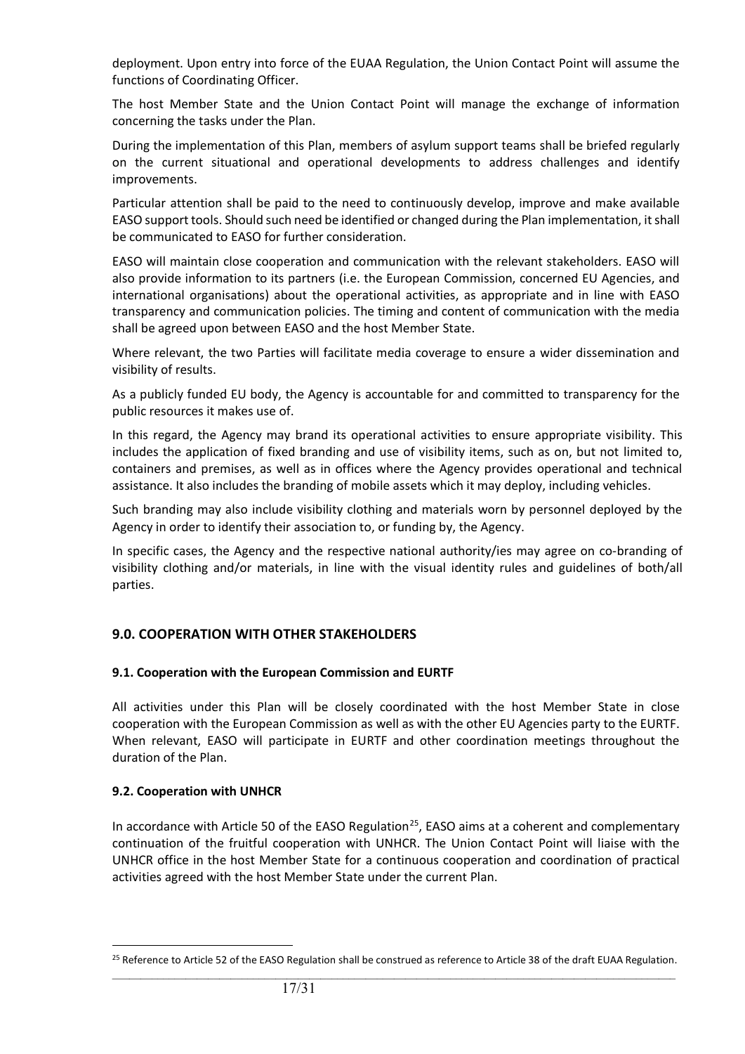deployment. Upon entry into force of the EUAA Regulation, the Union Contact Point will assume the functions of Coordinating Officer.

The host Member State and the Union Contact Point will manage the exchange of information concerning the tasks under the Plan.

During the implementation of this Plan, members of asylum support teams shall be briefed regularly on the current situational and operational developments to address challenges and identify improvements.

Particular attention shall be paid to the need to continuously develop, improve and make available EASO support tools. Should such need be identified or changed during the Plan implementation, it shall be communicated to EASO for further consideration.

EASO will maintain close cooperation and communication with the relevant stakeholders. EASO will also provide information to its partners (i.e. the European Commission, concerned EU Agencies, and international organisations) about the operational activities, as appropriate and in line with EASO transparency and communication policies. The timing and content of communication with the media shall be agreed upon between EASO and the host Member State.

Where relevant, the two Parties will facilitate media coverage to ensure a wider dissemination and visibility of results.

As a publicly funded EU body, the Agency is accountable for and committed to transparency for the public resources it makes use of.

In this regard, the Agency may brand its operational activities to ensure appropriate visibility. This includes the application of fixed branding and use of visibility items, such as on, but not limited to, containers and premises, as well as in offices where the Agency provides operational and technical assistance. It also includes the branding of mobile assets which it may deploy, including vehicles.

Such branding may also include visibility clothing and materials worn by personnel deployed by the Agency in order to identify their association to, or funding by, the Agency.

In specific cases, the Agency and the respective national authority/ies may agree on co-branding of visibility clothing and/or materials, in line with the visual identity rules and guidelines of both/all parties.

## 9.0. COOPERATION WITH OTHER STAKEHOLDERS

### 9.1. Cooperation with the European Commission and EURTF

All activities under this Plan will be closely coordinated with the host Member State in close cooperation with the European Commission as well as with the other EU Agencies party to the EURTF. When relevant, EASO will participate in EURTF and other coordination meetings throughout the duration of the Plan.

### 9.2. Cooperation with UNHCR

In accordance with Article 50 of the EASO Regulation[25], EASO aims at a coherent and complementary continuation of the fruitful cooperation with UNHCR. The Union Contact Point will liaise with the UNHCR office in the host Member State for a continuous cooperation and coordination of practical activities agreed with the host Member State under the current Plan.

[25] Reference to Article 52 of the EASO Regulation shall be construed as reference to Article 38 of the draft EUAA Regulation.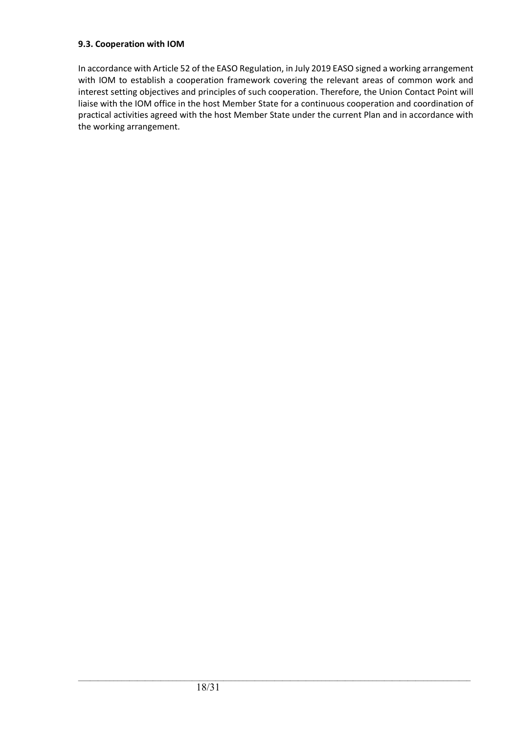### 9.3. Cooperation with IOM

In accordance with Article 52 of the EASO Regulation, in July 2019 EASO signed a working arrangement with IOM to establish a cooperation framework covering the relevant areas of common work and interest setting objectives and principles of such cooperation. Therefore, the Union Contact Point will liaise with the IOM office in the host Member State for a continuous cooperation and coordination of practical activities agreed with the host Member State under the current Plan and in accordance with the working arrangement.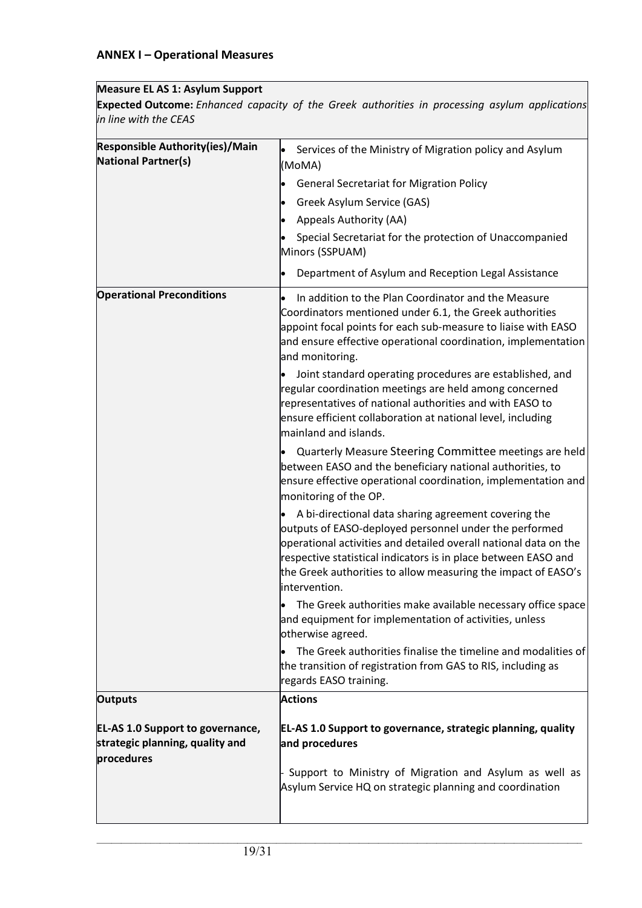## ANNEX I – Operational Measures

| **Measure EL AS 1: Asylum Support**<br>**Expected Outcome:** *Enhanced capacity of the Greek authorities in processing asylum applications in line with the CEAS* | |
|---|---|
| **Responsible Authority(ies)/Main National Partner(s)** | • Services of the Ministry of Migration policy and Asylum (MoMA)<br>• General Secretariat for Migration Policy<br>• Greek Asylum Service (GAS)<br>• Appeals Authority (AA)<br>• Special Secretariat for the protection of Unaccompanied Minors (SSPUAM)<br>• Department of Asylum and Reception Legal Assistance |
| **Operational Preconditions** | • In addition to the Plan Coordinator and the Measure Coordinators mentioned under 6.1, the Greek authorities appoint focal points for each sub-measure to liaise with EASO and ensure effective operational coordination, implementation and monitoring.<br>• Joint standard operating procedures are established, and regular coordination meetings are held among concerned representatives of national authorities and with EASO to ensure efficient collaboration at national level, including mainland and islands.<br>• Quarterly Measure Steering Committee meetings are held between EASO and the beneficiary national authorities, to ensure effective operational coordination, implementation and monitoring of the OP.<br>• A bi-directional data sharing agreement covering the outputs of EASO-deployed personnel under the performed operational activities and detailed overall national data on the respective statistical indicators is in place between EASO and the Greek authorities to allow measuring the impact of EASO's intervention.<br>• The Greek authorities make available necessary office space and equipment for implementation of activities, unless otherwise agreed.<br>• The Greek authorities finalise the timeline and modalities of the transition of registration from GAS to RIS, including as regards EASO training. |
| **Outputs**<br><br>**EL-AS 1.0 Support to governance, strategic planning, quality and procedures** | **Actions**<br><br>**EL-AS 1.0 Support to governance, strategic planning, quality and procedures**<br><br>- Support to Ministry of Migration and Asylum as well as Asylum Service HQ on strategic planning and coordination |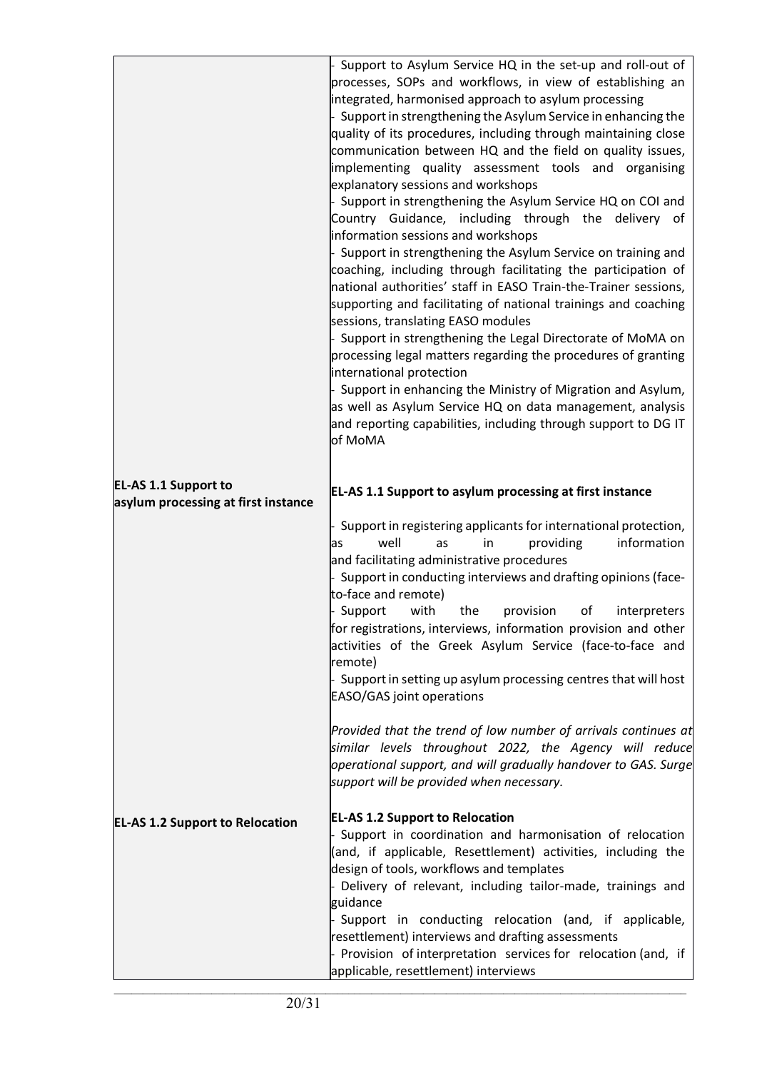| | |
|---|---|
| | - Support to Asylum Service HQ in the set-up and roll-out of processes, SOPs and workflows, in view of establishing an integrated, harmonised approach to asylum processing<br>- Support in strengthening the Asylum Service in enhancing the quality of its procedures, including through maintaining close communication between HQ and the field on quality issues, implementing quality assessment tools and organising explanatory sessions and workshops<br>- Support in strengthening the Asylum Service HQ on COI and Country Guidance, including through the delivery of information sessions and workshops<br>- Support in strengthening the Asylum Service on training and coaching, including through facilitating the participation of national authorities' staff in EASO Train-the-Trainer sessions, supporting and facilitating of national trainings and coaching sessions, translating EASO modules<br>- Support in strengthening the Legal Directorate of MoMA on processing legal matters regarding the procedures of granting international protection<br>- Support in enhancing the Ministry of Migration and Asylum, as well as Asylum Service HQ on data management, analysis and reporting capabilities, including through support to DG IT of MoMA |
| **EL-AS 1.1 Support to asylum processing at first instance** | **EL-AS 1.1 Support to asylum processing at first instance**<br>- Support in registering applicants for international protection, as well as in providing information and facilitating administrative procedures<br>- Support in conducting interviews and drafting opinions (face-to-face and remote)<br>- Support with the provision of interpreters for registrations, interviews, information provision and other activities of the Greek Asylum Service (face-to-face and remote)<br>- Support in setting up asylum processing centres that will host EASO/GAS joint operations<br><br>*Provided that the trend of low number of arrivals continues at similar levels throughout 2022, the Agency will reduce operational support, and will gradually handover to GAS. Surge support will be provided when necessary.* |
| **EL-AS 1.2 Support to Relocation** | **EL-AS 1.2 Support to Relocation**<br>- Support in coordination and harmonisation of relocation (and, if applicable, Resettlement) activities, including the design of tools, workflows and templates<br>- Delivery of relevant, including tailor-made, trainings and guidance<br>- Support in conducting relocation (and, if applicable, resettlement) interviews and drafting assessments<br>- Provision of interpretation services for relocation (and, if applicable, resettlement) interviews |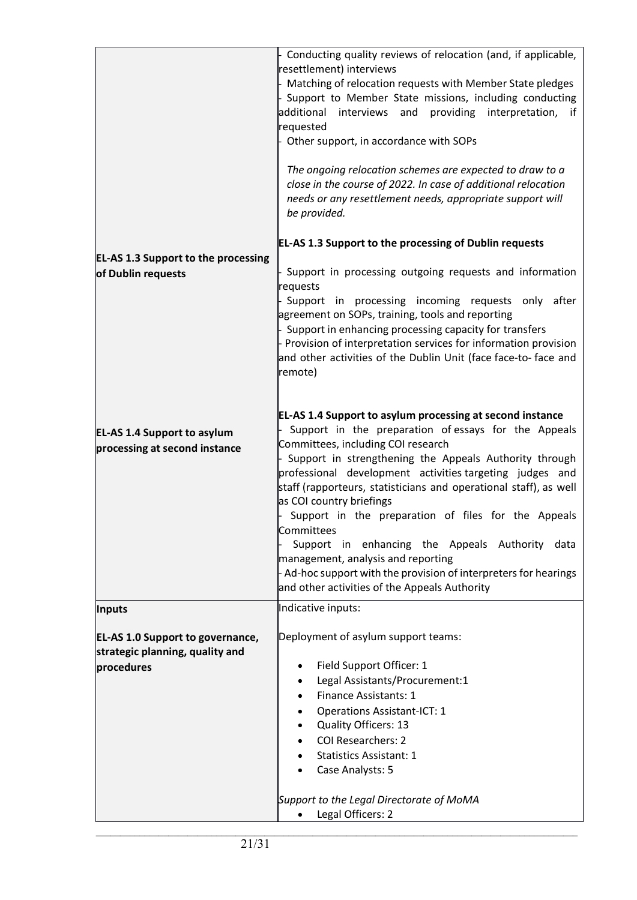| | |
|---|---|
| | - Conducting quality reviews of relocation (and, if applicable, resettlement) interviews<br>- Matching of relocation requests with Member State pledges<br>- Support to Member State missions, including conducting additional interviews and providing interpretation, if requested<br>- Other support, in accordance with SOPs<br><br>*The ongoing relocation schemes are expected to draw to a close in the course of 2022. In case of additional relocation needs or any resettlement needs, appropriate support will be provided.* |
| **EL-AS 1.3 Support to the processing of Dublin requests** | **EL-AS 1.3 Support to the processing of Dublin requests**<br><br>- Support in processing outgoing requests and information requests<br>- Support in processing incoming requests only after agreement on SOPs, training, tools and reporting<br>- Support in enhancing processing capacity for transfers<br>- Provision of interpretation services for information provision and other activities of the Dublin Unit (face face-to- face and remote) |
| **EL-AS 1.4 Support to asylum processing at second instance** | **EL-AS 1.4 Support to asylum processing at second instance**<br>- Support in the preparation of essays for the Appeals Committees, including COI research<br>- Support in strengthening the Appeals Authority through professional development activities targeting judges and staff (rapporteurs, statisticians and operational staff), as well as COI country briefings<br>- Support in the preparation of files for the Appeals Committees<br>- Support in enhancing the Appeals Authority data management, analysis and reporting<br>- Ad-hoc support with the provision of interpreters for hearings and other activities of the Appeals Authority |
| **Inputs**<br><br>**EL-AS 1.0 Support to governance, strategic planning, quality and procedures** | Indicative inputs:<br><br>Deployment of asylum support teams:<br><br>• Field Support Officer: 1<br>• Legal Assistants/Procurement:1<br>• Finance Assistants: 1<br>• Operations Assistant-ICT: 1<br>• Quality Officers: 13<br>• COI Researchers: 2<br>• Statistics Assistant: 1<br>• Case Analysts: 5<br><br>*Support to the Legal Directorate of MoMA*<br>• Legal Officers: 2 |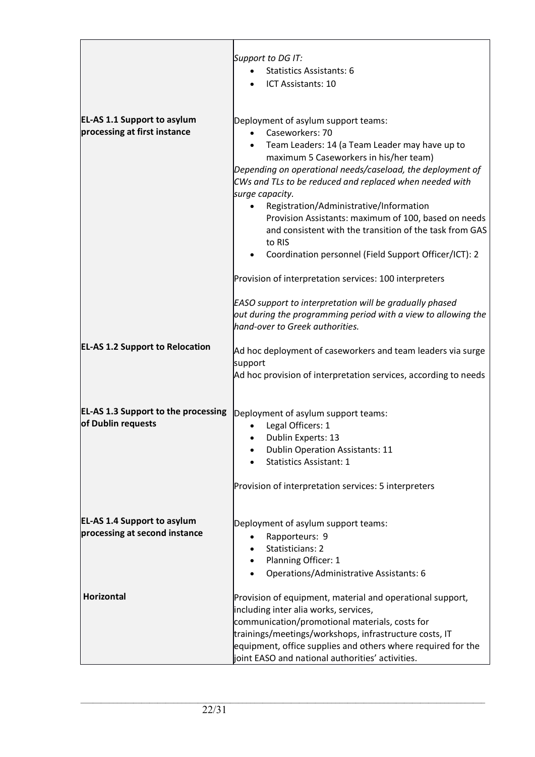| | |
|---|---|
| | *Support to DG IT:*<br>• Statistics Assistants: 6<br>• ICT Assistants: 10 |
| **EL-AS 1.1 Support to asylum processing at first instance** | Deployment of asylum support teams:<br>• Caseworkers: 70<br>• Team Leaders: 14 (a Team Leader may have up to maximum 5 Caseworkers in his/her team)<br>*Depending on operational needs/caseload, the deployment of CWs and TLs to be reduced and replaced when needed with surge capacity.*<br>• Registration/Administrative/Information Provision Assistants: maximum of 100, based on needs and consistent with the transition of the task from GAS to RIS<br>• Coordination personnel (Field Support Officer/ICT): 2<br><br>Provision of interpretation services: 100 interpreters<br><br>*EASO support to interpretation will be gradually phased out during the programming period with a view to allowing the hand-over to Greek authorities.* |
| **EL-AS 1.2 Support to Relocation** | Ad hoc deployment of caseworkers and team leaders via surge support<br>Ad hoc provision of interpretation services, according to needs |
| **EL-AS 1.3 Support to the processing of Dublin requests** | Deployment of asylum support teams:<br>• Legal Officers: 1<br>• Dublin Experts: 13<br>• Dublin Operation Assistants: 11<br>• Statistics Assistant: 1<br><br>Provision of interpretation services: 5 interpreters |
| **EL-AS 1.4 Support to asylum processing at second instance** | Deployment of asylum support teams:<br>• Rapporteurs: 9<br>• Statisticians: 2<br>• Planning Officer: 1<br>• Operations/Administrative Assistants: 6 |
| **Horizontal** | Provision of equipment, material and operational support, including inter alia works, services, communication/promotional materials, costs for trainings/meetings/workshops, infrastructure costs, IT equipment, office supplies and others where required for the joint EASO and national authorities' activities. |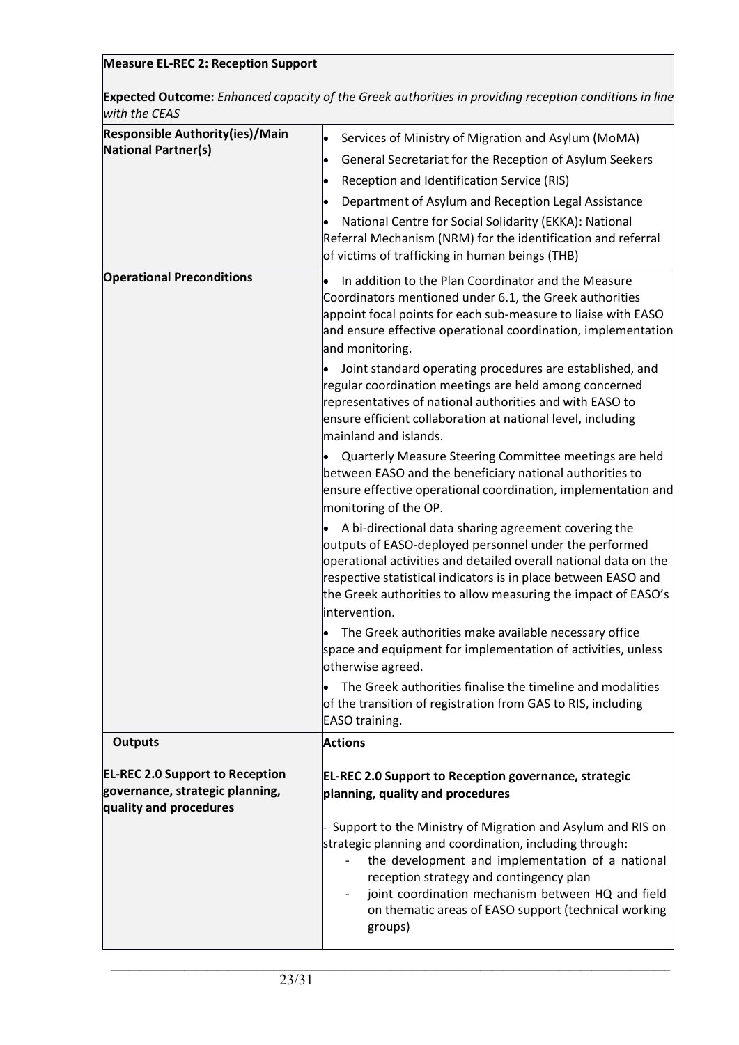| **Measure EL-REC 2: Reception Support** | |
|---|---|
| **Expected Outcome:** *Enhanced capacity of the Greek authorities in providing reception conditions in line with the CEAS* | |
| **Responsible Authority(ies)/Main National Partner(s)** | • Services of Ministry of Migration and Asylum (MoMA)<br>• General Secretariat for the Reception of Asylum Seekers<br>• Reception and Identification Service (RIS)<br>• Department of Asylum and Reception Legal Assistance<br>• National Centre for Social Solidarity (EKKA): National Referral Mechanism (NRM) for the identification and referral of victims of trafficking in human beings (THB) |
| **Operational Preconditions** | • In addition to the Plan Coordinator and the Measure Coordinators mentioned under 6.1, the Greek authorities appoint focal points for each sub-measure to liaise with EASO and ensure effective operational coordination, implementation and monitoring.<br>• Joint standard operating procedures are established, and regular coordination meetings are held among concerned representatives of national authorities and with EASO to ensure efficient collaboration at national level, including mainland and islands.<br>• Quarterly Measure Steering Committee meetings are held between EASO and the beneficiary national authorities to ensure effective operational coordination, implementation and monitoring of the OP.<br>• A bi-directional data sharing agreement covering the outputs of EASO-deployed personnel under the performed operational activities and detailed overall national data on the respective statistical indicators is in place between EASO and the Greek authorities to allow measuring the impact of EASO's intervention.<br>• The Greek authorities make available necessary office space and equipment for implementation of activities, unless otherwise agreed.<br>• The Greek authorities finalise the timeline and modalities of the transition of registration from GAS to RIS, including EASO training. |
| **Outputs** | **Actions** |
| **EL-REC 2.0 Support to Reception governance, strategic planning, quality and procedures** | **EL-REC 2.0 Support to Reception governance, strategic planning, quality and procedures**<br><br>- Support to the Ministry of Migration and Asylum and RIS on strategic planning and coordination, including through:<br>&nbsp;&nbsp;- the development and implementation of a national reception strategy and contingency plan<br>&nbsp;&nbsp;- joint coordination mechanism between HQ and field on thematic areas of EASO support (technical working groups) |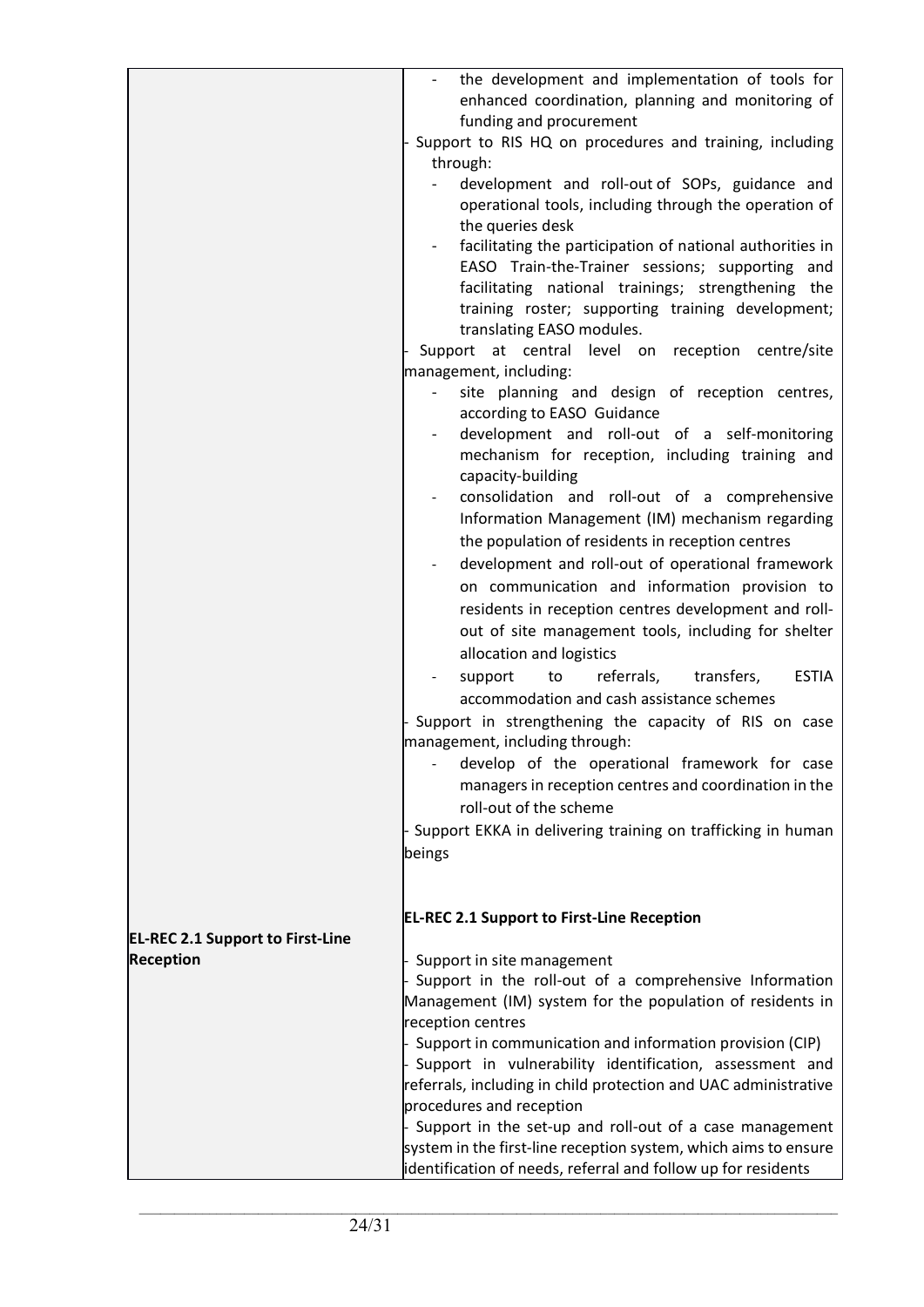| | |
|---|---|
| | - the development and implementation of tools for enhanced coordination, planning and monitoring of funding and procurement<br>- Support to RIS HQ on procedures and training, including through:<br>  - development and roll-out of SOPs, guidance and operational tools, including through the operation of the queries desk<br>  - facilitating the participation of national authorities in EASO Train-the-Trainer sessions; supporting and facilitating national trainings; strengthening the training roster; supporting training development; translating EASO modules.<br>- Support at central level on reception centre/site management, including:<br>  - site planning and design of reception centres, according to EASO Guidance<br>  - development and roll-out of a self-monitoring mechanism for reception, including training and capacity-building<br>  - consolidation and roll-out of a comprehensive Information Management (IM) mechanism regarding the population of residents in reception centres<br>  - development and roll-out of operational framework on communication and information provision to residents in reception centres development and roll-out of site management tools, including for shelter allocation and logistics<br>  - support to referrals, transfers, ESTIA accommodation and cash assistance schemes<br>- Support in strengthening the capacity of RIS on case management, including through:<br>  - develop of the operational framework for case managers in reception centres and coordination in the roll-out of the scheme<br>- Support EKKA in delivering training on trafficking in human beings |
| **EL-REC 2.1 Support to First-Line Reception** | **EL-REC 2.1 Support to First-Line Reception**<br><br>- Support in site management<br>- Support in the roll-out of a comprehensive Information Management (IM) system for the population of residents in reception centres<br>- Support in communication and information provision (CIP)<br>- Support in vulnerability identification, assessment and referrals, including in child protection and UAC administrative procedures and reception<br>- Support in the set-up and roll-out of a case management system in the first-line reception system, which aims to ensure identification of needs, referral and follow up for residents |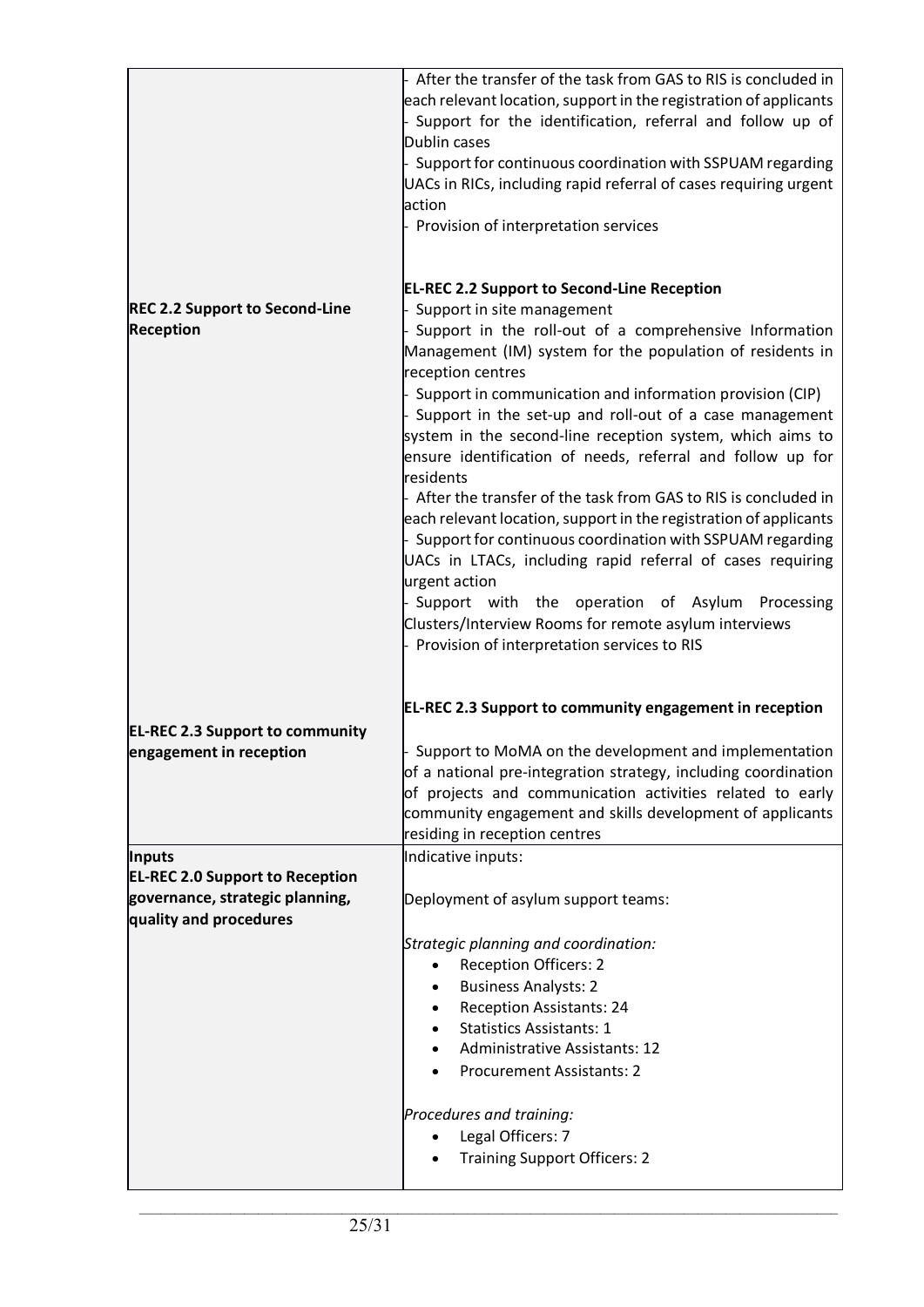| | |
|---|---|
| | - After the transfer of the task from GAS to RIS is concluded in each relevant location, support in the registration of applicants<br>- Support for the identification, referral and follow up of Dublin cases<br>- Support for continuous coordination with SSPUAM regarding UACs in RICs, including rapid referral of cases requiring urgent action<br>- Provision of interpretation services |
| **REC 2.2 Support to Second-Line Reception** | **EL-REC 2.2 Support to Second-Line Reception**<br>- Support in site management<br>- Support in the roll-out of a comprehensive Information Management (IM) system for the population of residents in reception centres<br>- Support in communication and information provision (CIP)<br>- Support in the set-up and roll-out of a case management system in the second-line reception system, which aims to ensure identification of needs, referral and follow up for residents<br>- After the transfer of the task from GAS to RIS is concluded in each relevant location, support in the registration of applicants<br>- Support for continuous coordination with SSPUAM regarding UACs in LTACs, including rapid referral of cases requiring urgent action<br>- Support with the operation of Asylum Processing Clusters/Interview Rooms for remote asylum interviews<br>- Provision of interpretation services to RIS |
| **EL-REC 2.3 Support to community engagement in reception** | **EL-REC 2.3 Support to community engagement in reception**<br>- Support to MoMA on the development and implementation of a national pre-integration strategy, including coordination of projects and communication activities related to early community engagement and skills development of applicants residing in reception centres |
| **Inputs**<br>**EL-REC 2.0 Support to Reception governance, strategic planning, quality and procedures** | Indicative inputs:<br><br>Deployment of asylum support teams:<br><br>*Strategic planning and coordination:*<br>• Reception Officers: 2<br>• Business Analysts: 2<br>• Reception Assistants: 24<br>• Statistics Assistants: 1<br>• Administrative Assistants: 12<br>• Procurement Assistants: 2<br><br>*Procedures and training:*<br>• Legal Officers: 7<br>• Training Support Officers: 2 |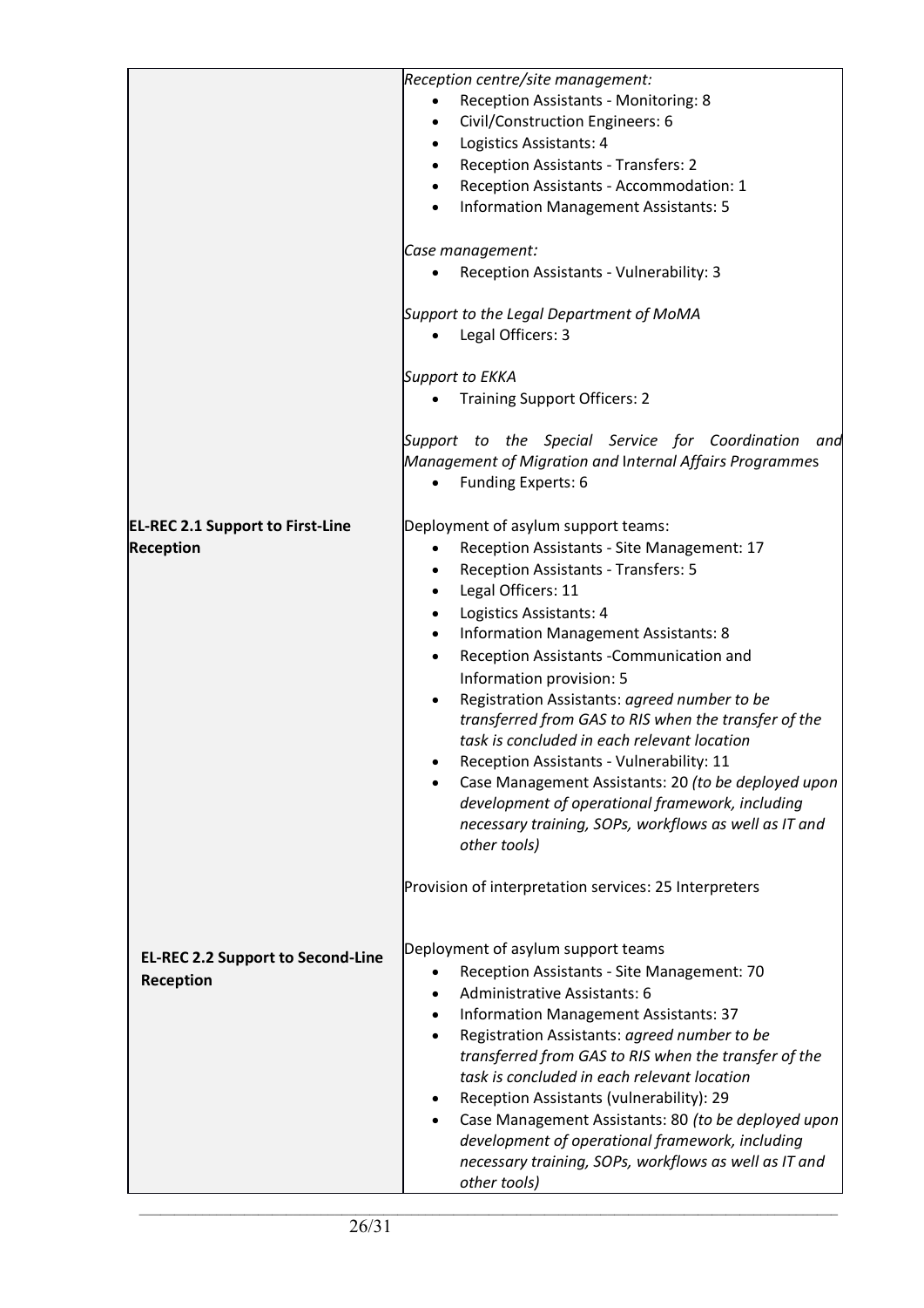| | |
|---|---|
| | *Reception centre/site management:*<br>• Reception Assistants - Monitoring: 8<br>• Civil/Construction Engineers: 6<br>• Logistics Assistants: 4<br>• Reception Assistants - Transfers: 2<br>• Reception Assistants - Accommodation: 1<br>• Information Management Assistants: 5<br><br>*Case management:*<br>• Reception Assistants - Vulnerability: 3<br><br>*Support to the Legal Department of MoMA*<br>• Legal Officers: 3<br><br>*Support to EKKA*<br>• Training Support Officers: 2<br><br>*Support to the Special Service for Coordination and Management of Migration and* I*nternal Affairs Programme*s<br>• Funding Experts: 6 |
| **EL-REC 2.1 Support to First-Line Reception** | Deployment of asylum support teams:<br>• Reception Assistants - Site Management: 17<br>• Reception Assistants - Transfers: 5<br>• Legal Officers: 11<br>• Logistics Assistants: 4<br>• Information Management Assistants: 8<br>• Reception Assistants -Communication and Information provision: 5<br>• Registration Assistants: *agreed number to be transferred from GAS to RIS when the transfer of the task is concluded in each relevant location*<br>• Reception Assistants - Vulnerability: 11<br>• Case Management Assistants: 20 *(to be deployed upon development of operational framework, including necessary training, SOPs, workflows as well as IT and other tools)*<br><br>Provision of interpretation services: 25 Interpreters |
| **EL-REC 2.2 Support to Second-Line Reception** | Deployment of asylum support teams<br>• Reception Assistants - Site Management: 70<br>• Administrative Assistants: 6<br>• Information Management Assistants: 37<br>• Registration Assistants: *agreed number to be transferred from GAS to RIS when the transfer of the task is concluded in each relevant location*<br>• Reception Assistants (vulnerability): 29<br>• Case Management Assistants: 80 *(to be deployed upon development of operational framework, including necessary training, SOPs, workflows as well as IT and other tools)* |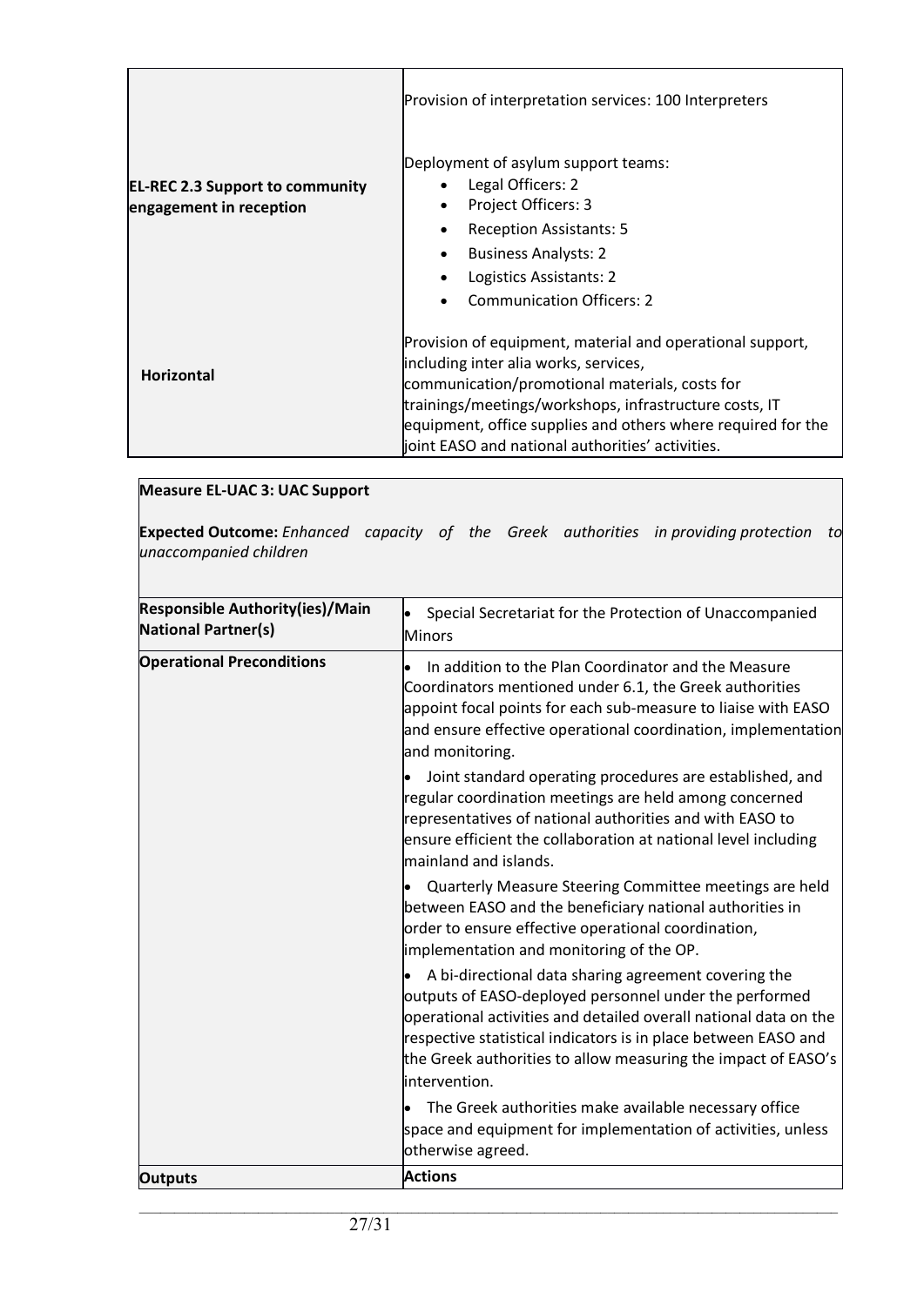| | |
|---|---|
| **EL-REC 2.3 Support to community engagement in reception** | Provision of interpretation services: 100 Interpreters<br><br>Deployment of asylum support teams:<br>• Legal Officers: 2<br>• Project Officers: 3<br>• Reception Assistants: 5<br>• Business Analysts: 2<br>• Logistics Assistants: 2<br>• Communication Officers: 2 |
| **Horizontal** | Provision of equipment, material and operational support, including inter alia works, services, communication/promotional materials, costs for trainings/meetings/workshops, infrastructure costs, IT equipment, office supplies and others where required for the joint EASO and national authorities' activities. |

**Measure EL-UAC 3: UAC Support**

**Expected Outcome:** *Enhanced capacity of the Greek authorities in providing protection to unaccompanied children*

| | |
|---|---|
| **Responsible Authority(ies)/Main National Partner(s)** | • Special Secretariat for the Protection of Unaccompanied Minors |
| **Operational Preconditions** | • In addition to the Plan Coordinator and the Measure Coordinators mentioned under 6.1, the Greek authorities appoint focal points for each sub-measure to liaise with EASO and ensure effective operational coordination, implementation and monitoring.<br>• Joint standard operating procedures are established, and regular coordination meetings are held among concerned representatives of national authorities and with EASO to ensure efficient the collaboration at national level including mainland and islands.<br>• Quarterly Measure Steering Committee meetings are held between EASO and the beneficiary national authorities in order to ensure effective operational coordination, implementation and monitoring of the OP.<br>• A bi-directional data sharing agreement covering the outputs of EASO-deployed personnel under the performed operational activities and detailed overall national data on the respective statistical indicators is in place between EASO and the Greek authorities to allow measuring the impact of EASO's intervention.<br>• The Greek authorities make available necessary office space and equipment for implementation of activities, unless otherwise agreed. |
| **Outputs** | **Actions** |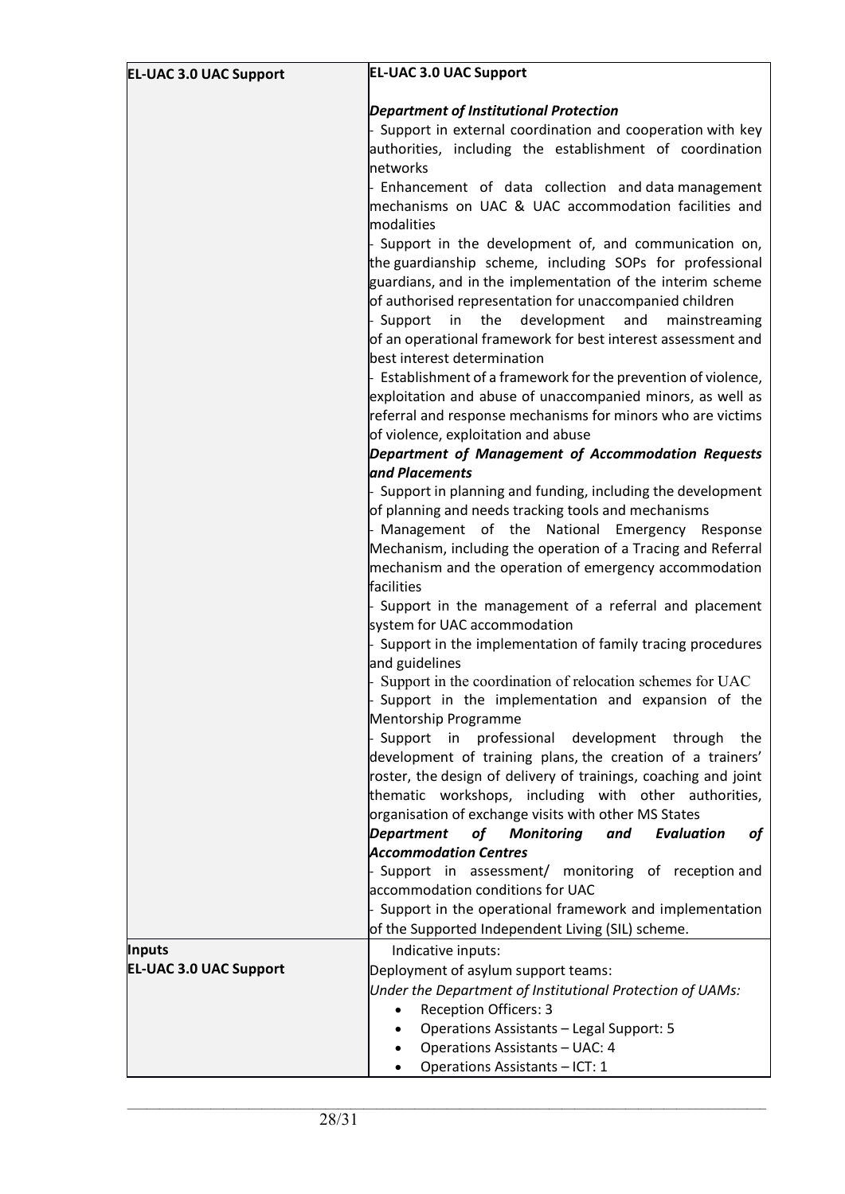| EL-UAC 3.0 UAC Support | **EL-UAC 3.0 UAC Support**<br><br>***Department of Institutional Protection***<br>- Support in external coordination and cooperation with key authorities, including the establishment of coordination networks<br>- Enhancement of data collection and data management mechanisms on UAC & UAC accommodation facilities and modalities<br>- Support in the development of, and communication on, the guardianship scheme, including SOPs for professional guardians, and in the implementation of the interim scheme of authorised representation for unaccompanied children<br>- Support in the development and mainstreaming of an operational framework for best interest assessment and best interest determination<br>- Establishment of a framework for the prevention of violence, exploitation and abuse of unaccompanied minors, as well as referral and response mechanisms for minors who are victims of violence, exploitation and abuse<br>***Department of Management of Accommodation Requests and Placements***<br>- Support in planning and funding, including the development of planning and needs tracking tools and mechanisms<br>- Management of the National Emergency Response Mechanism, including the operation of a Tracing and Referral mechanism and the operation of emergency accommodation facilities<br>- Support in the management of a referral and placement system for UAC accommodation<br>- Support in the implementation of family tracing procedures and guidelines<br>- Support in the coordination of relocation schemes for UAC<br>- Support in the implementation and expansion of the Mentorship Programme<br>- Support in professional development through the development of training plans, the creation of a trainers' roster, the design of delivery of trainings, coaching and joint thematic workshops, including with other authorities, organisation of exchange visits with other MS States<br>***Department of Monitoring and Evaluation of Accommodation Centres***<br>- Support in assessment/ monitoring of reception and accommodation conditions for UAC<br>- Support in the operational framework and implementation of the Supported Independent Living (SIL) scheme. |
|---|---|
| **Inputs**<br>**EL-UAC 3.0 UAC Support** | Indicative inputs:<br>Deployment of asylum support teams:<br>*Under the Department of Institutional Protection of UAMs:*<br>• Reception Officers: 3<br>• Operations Assistants – Legal Support: 5<br>• Operations Assistants – UAC: 4<br>• Operations Assistants – ICT: 1 |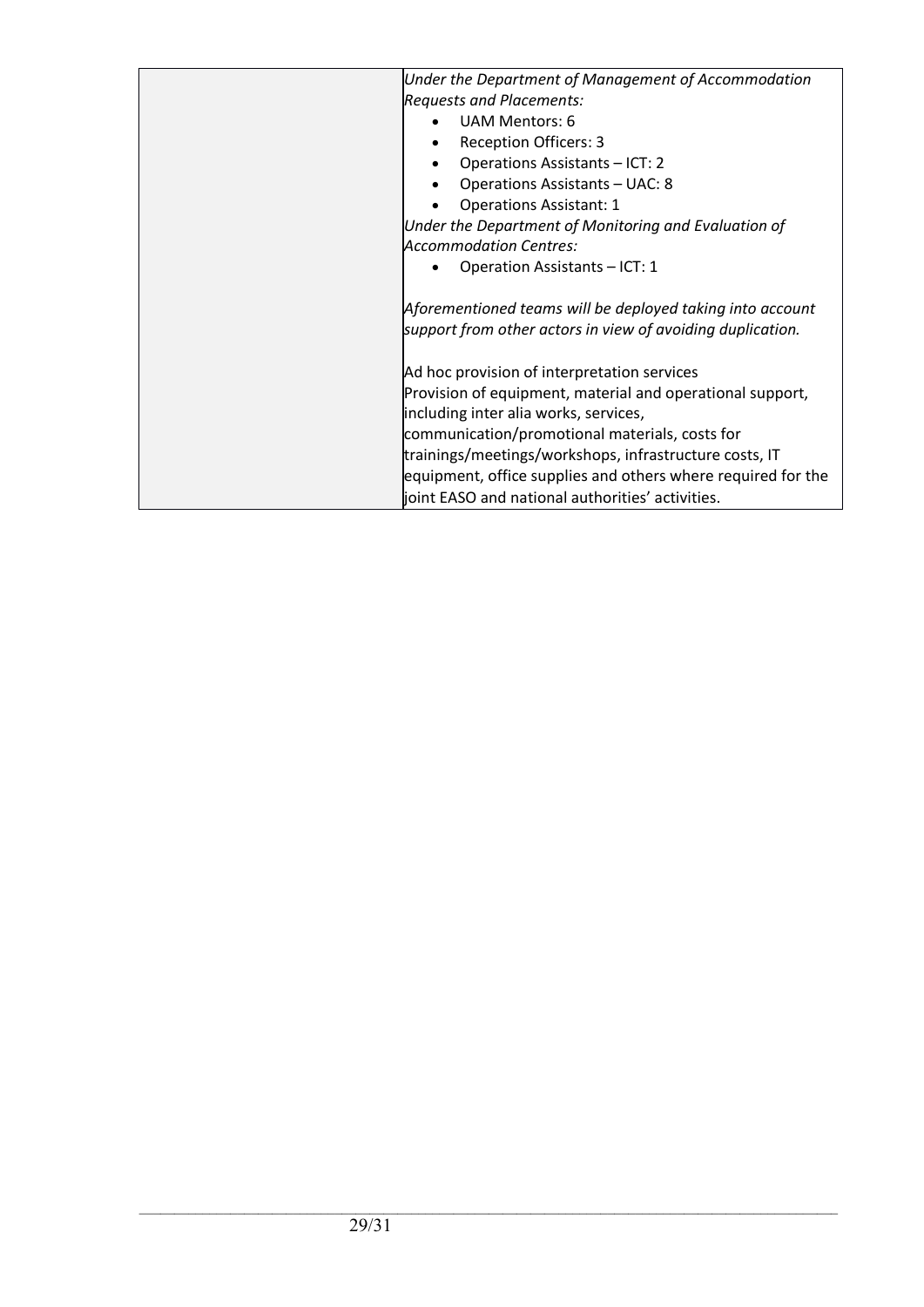| | |
|---|---|
| | *Under the Department of Management of Accommodation Requests and Placements:*<br>• UAM Mentors: 6<br>• Reception Officers: 3<br>• Operations Assistants – ICT: 2<br>• Operations Assistants – UAC: 8<br>• Operations Assistant: 1<br>*Under the Department of Monitoring and Evaluation of Accommodation Centres:*<br>• Operation Assistants – ICT: 1<br><br>*Aforementioned teams will be deployed taking into account support from other actors in view of avoiding duplication.*<br><br>Ad hoc provision of interpretation services<br>Provision of equipment, material and operational support, including inter alia works, services, communication/promotional materials, costs for trainings/meetings/workshops, infrastructure costs, IT equipment, office supplies and others where required for the joint EASO and national authorities' activities. |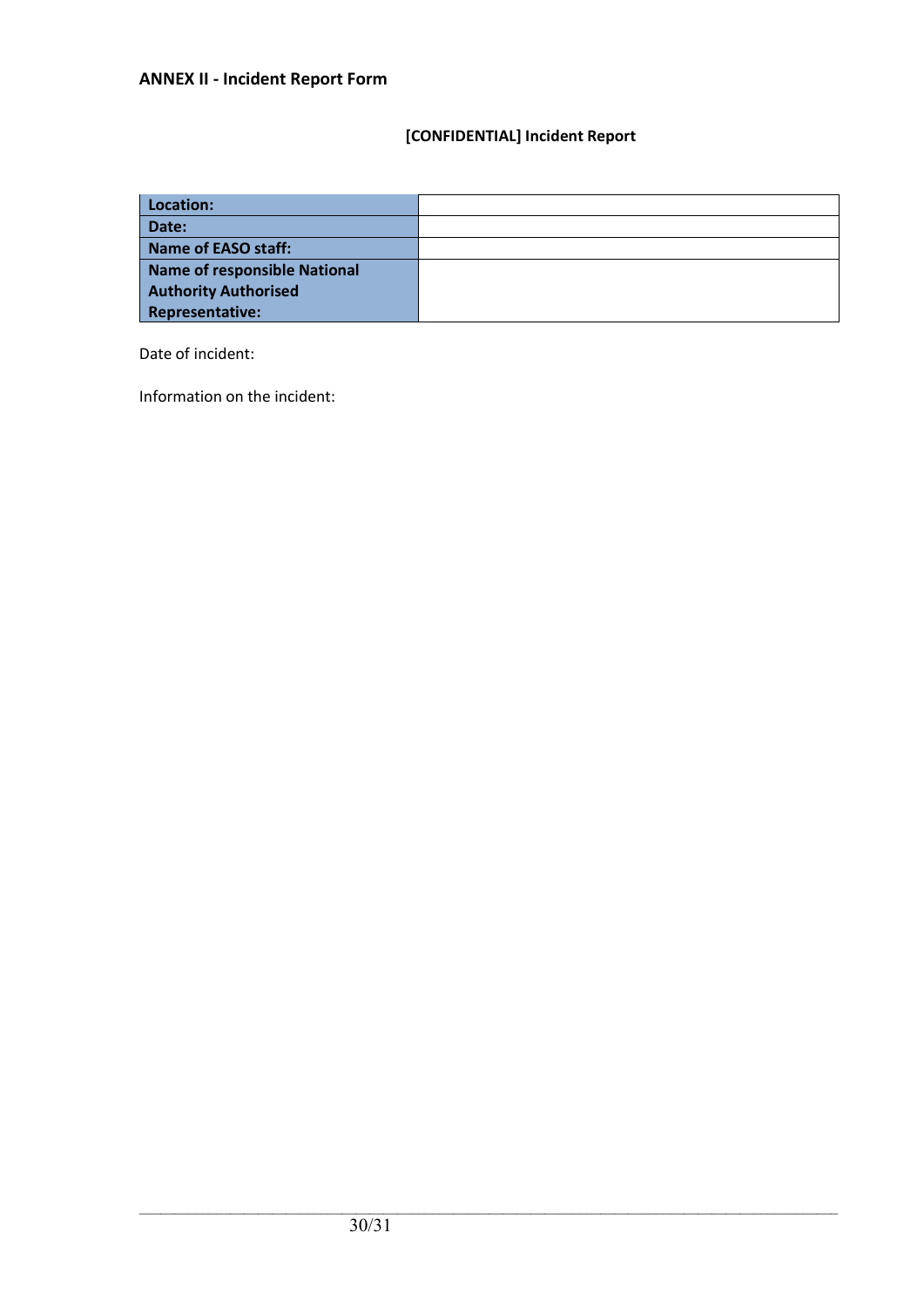## ANNEX II - Incident Report Form

**[CONFIDENTIAL] Incident Report**

| | |
|---|---|
| **Location:** | |
| **Date:** | |
| **Name of EASO staff:** | |
| **Name of responsible National Authority Authorised Representative:** | |

Date of incident:

Information on the incident: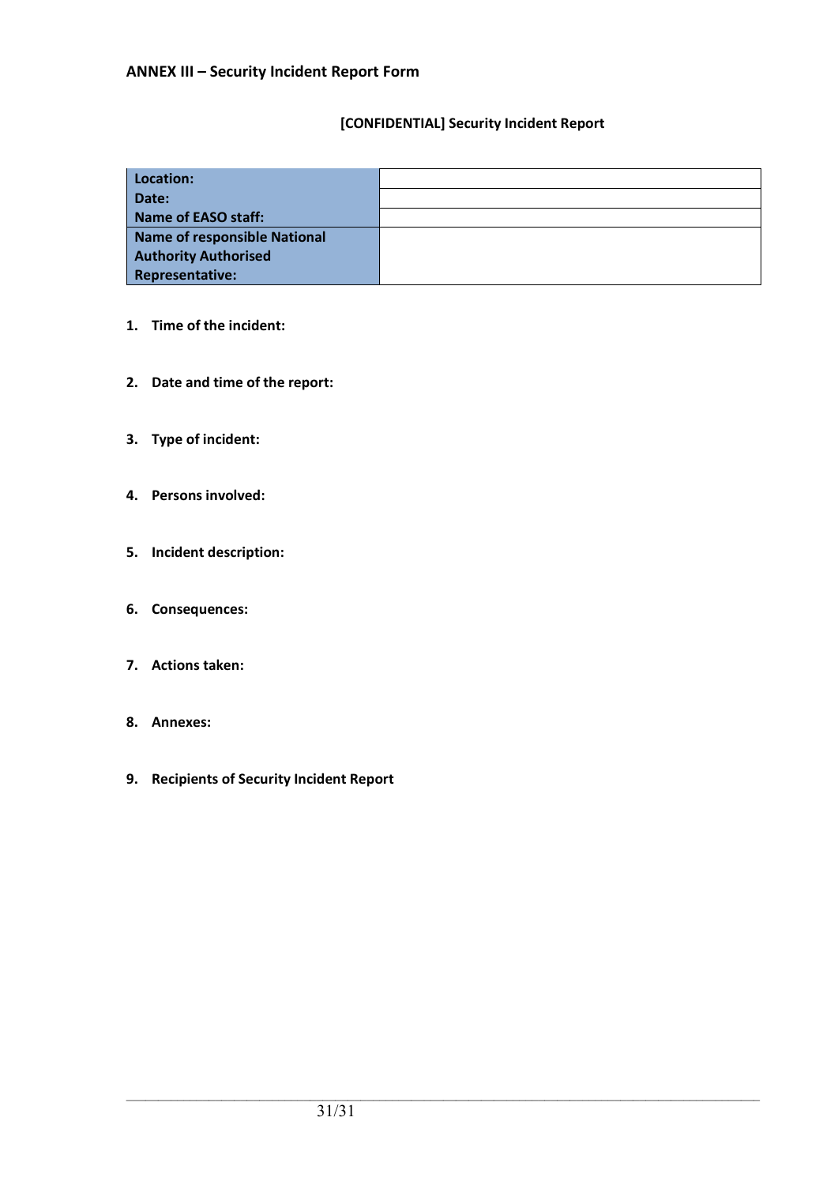## ANNEX III – Security Incident Report Form

**[CONFIDENTIAL] Security Incident Report**

| | |
|---|---|
| **Location:** | |
| **Date:** | |
| **Name of EASO staff:** | |
| **Name of responsible National Authority Authorised Representative:** | |

1. **Time of the incident:**

2. **Date and time of the report:**

3. **Type of incident:**

4. **Persons involved:**

5. **Incident description:**

6. **Consequences:**

7. **Actions taken:**

8. **Annexes:**

9. **Recipients of Security Incident Report**